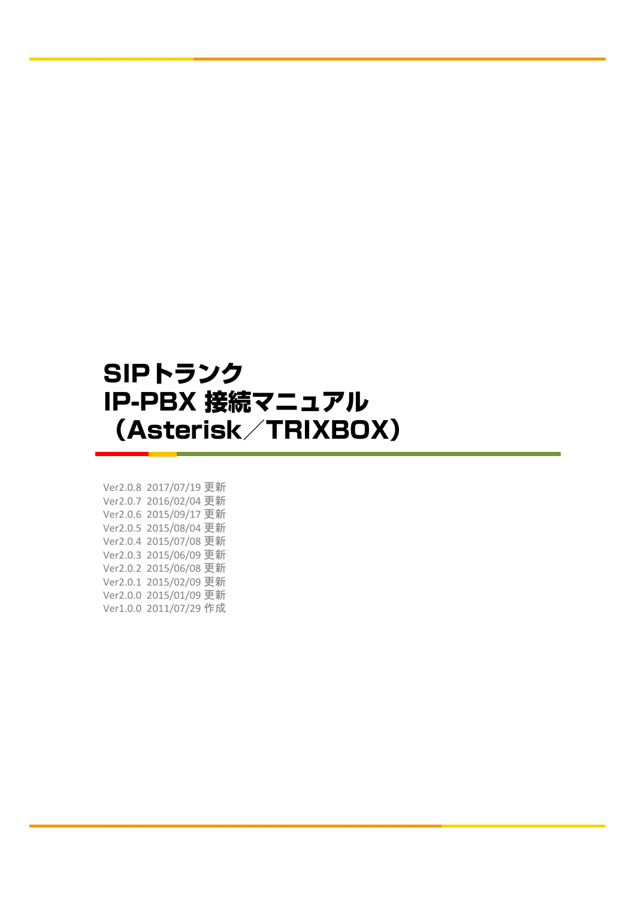# SIPトランク
# IP-PBX 接続マニュアル
# （Asterisk／TRIXBOX）

Ver2.0.8 2017/07/19 更新
Ver2.0.7 2016/02/04 更新
Ver2.0.6 2015/09/17 更新
Ver2.0.5 2015/08/04 更新
Ver2.0.4 2015/07/08 更新
Ver2.0.3 2015/06/09 更新
Ver2.0.2 2015/06/08 更新
Ver2.0.1 2015/02/09 更新
Ver2.0.0 2015/01/09 更新
Ver1.0.0 2011/07/29 作成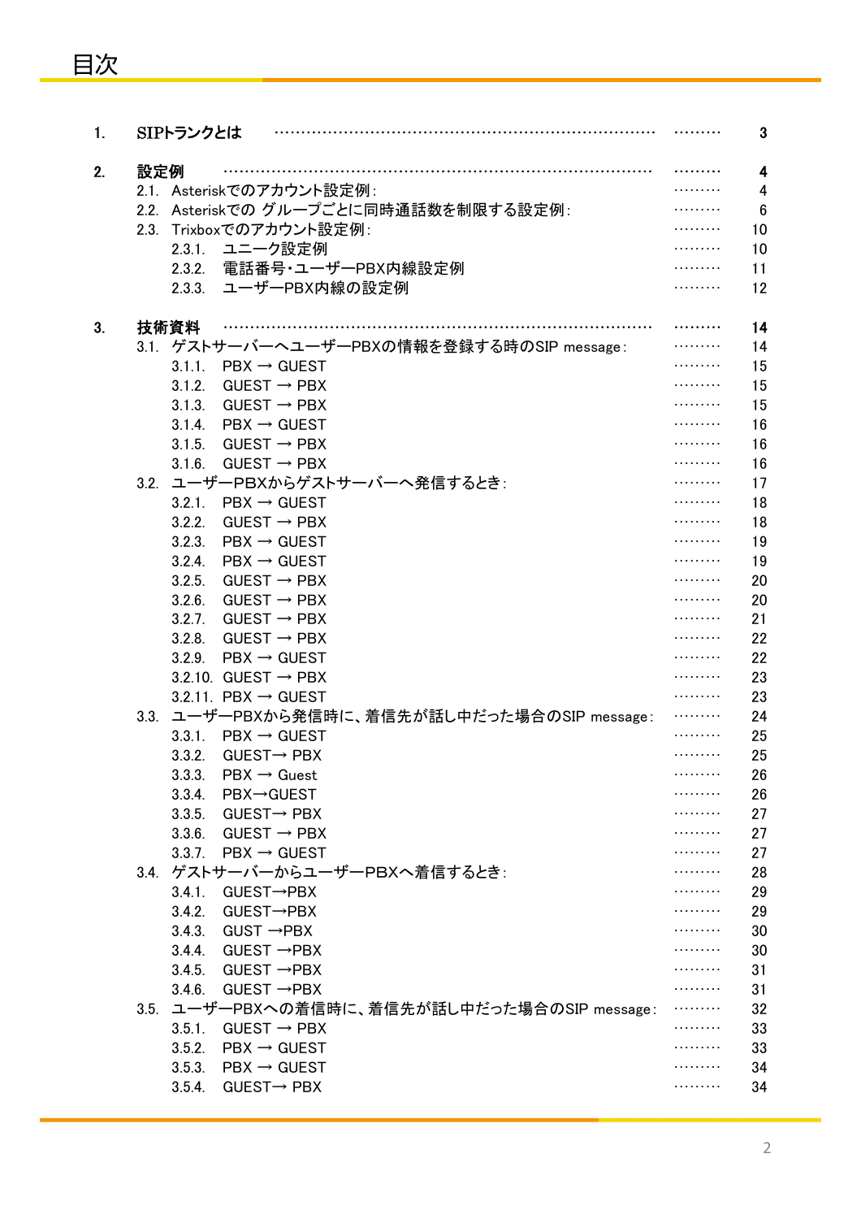# 目次

| | | |
|---|---|---|
| **1. SIPトランクとは** | ……… | **3** |
| **2. 設定例** | ……… | **4** |
| 2.1. Asteriskでのアカウント設定例: | ……… | 4 |
| 2.2. Asteriskでの グループごとに同時通話数を制限する設定例: | ……… | 6 |
| 2.3. Trixboxでのアカウント設定例: | ……… | 10 |
| 2.3.1. ユニーク設定例 | ……… | 10 |
| 2.3.2. 電話番号・ユーザーPBX内線設定例 | ……… | 11 |
| 2.3.3. ユーザーPBX内線の設定例 | ……… | 12 |
| **3. 技術資料** | ……… | **14** |
| 3.1. ゲストサーバーへユーザーPBXの情報を登録する時のSIP message: | ……… | 14 |
| 3.1.1. PBX → GUEST | ……… | 15 |
| 3.1.2. GUEST → PBX | ……… | 15 |
| 3.1.3. GUEST → PBX | ……… | 15 |
| 3.1.4. PBX → GUEST | ……… | 16 |
| 3.1.5. GUEST → PBX | ……… | 16 |
| 3.1.6. GUEST → PBX | ……… | 16 |
| 3.2. ユーザーPBXからゲストサーバーへ発信するとき: | ……… | 17 |
| 3.2.1. PBX → GUEST | ……… | 18 |
| 3.2.2. GUEST → PBX | ……… | 18 |
| 3.2.3. PBX → GUEST | ……… | 19 |
| 3.2.4. PBX → GUEST | ……… | 19 |
| 3.2.5. GUEST → PBX | ……… | 20 |
| 3.2.6. GUEST → PBX | ……… | 20 |
| 3.2.7. GUEST → PBX | ……… | 21 |
| 3.2.8. GUEST → PBX | ……… | 22 |
| 3.2.9. PBX → GUEST | ……… | 22 |
| 3.2.10. GUEST → PBX | ……… | 23 |
| 3.2.11. PBX → GUEST | ……… | 23 |
| 3.3. ユーザーPBXから発信時に、着信先が話し中だった場合のSIP message: | ……… | 24 |
| 3.3.1. PBX → GUEST | ……… | 25 |
| 3.3.2. GUEST→ PBX | ……… | 25 |
| 3.3.3. PBX → Guest | ……… | 26 |
| 3.3.4. PBX→GUEST | ……… | 26 |
| 3.3.5. GUEST→ PBX | ……… | 27 |
| 3.3.6. GUEST → PBX | ……… | 27 |
| 3.3.7. PBX → GUEST | ……… | 27 |
| 3.4. ゲストサーバーからユーザーPBXへ着信するとき: | ……… | 28 |
| 3.4.1. GUEST→PBX | ……… | 29 |
| 3.4.2. GUEST→PBX | ……… | 29 |
| 3.4.3. GUST →PBX | ……… | 30 |
| 3.4.4. GUEST →PBX | ……… | 30 |
| 3.4.5. GUEST →PBX | ……… | 31 |
| 3.4.6. GUEST →PBX | ……… | 31 |
| 3.5. ユーザーPBXへの着信時に、着信先が話し中だった場合のSIP message: | ……… | 32 |
| 3.5.1. GUEST → PBX | ……… | 33 |
| 3.5.2. PBX → GUEST | ……… | 33 |
| 3.5.3. PBX → GUEST | ……… | 34 |
| 3.5.4. GUEST→ PBX | ……… | 34 |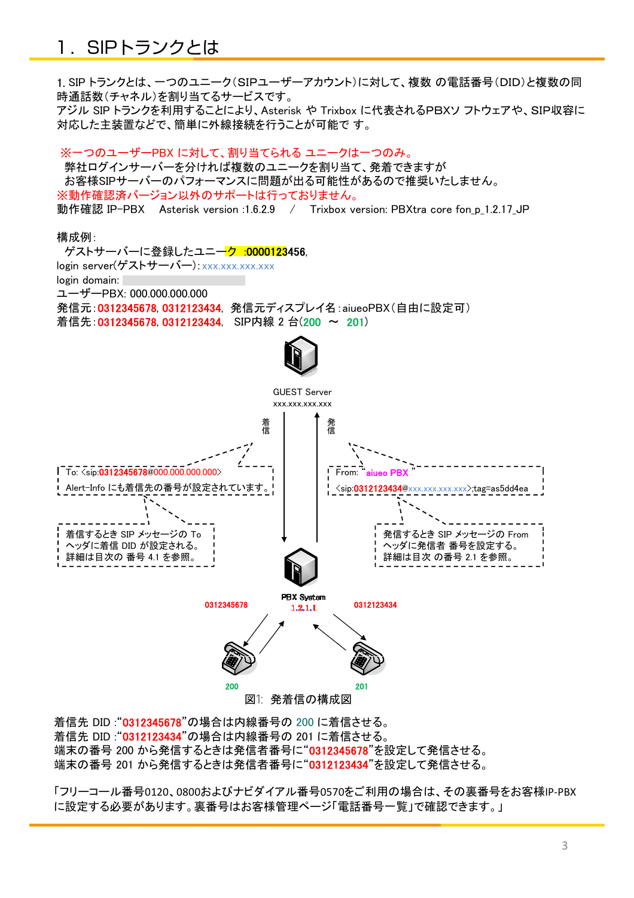# 1．SIPトランクとは

1. SIP トランクとは、一つのユニーク(SIPユーザーアカウント)に対して、複数 の電話番号(DID)と複数の同時通話数(チャネル)を割り当てるサービスです。
アジル SIP トランクを利用することにより、Asterisk や Trixbox に代表されるPBXソ フトウェアや、SIP収容に対応した主装置などで、簡単に外線接続を行うことが可能で す。

※一つのユーザーPBX に対して、割り当てられる ユニークは一つのみ。
　弊社ログインサーバーを分ければ複数のユニークを割り当て、発着できますが
　お客様SIPサーバーのパフォーマンスに問題が出る可能性があるので推奨いたしません。
※動作確認済バージョン以外のサポートは行っておりません。
動作確認 IP-PBX　Asterisk version :1.6.2.9　/　Trixbox version: PBXtra core fon_p_1.2.17_JP

構成例:
　ゲストサーバーに登録したユニーク :0000123456,
login server(ゲストサーバー): xxx.xxx.xxx.xxx
login domain:
ユーザーPBX: 000.000.000.000
発信元: 0312345678, 0312123434,　発信元ディスプレイ名: aiueoPBX(自由に設定可)
着信先: 0312345678, 0312123434,　SIP内線 2 台(200　〜　201)

GUEST Server
xxx.xxx.xxx.xxx

着信　発信

To: <sip:0312345678@000.000.000.000>
Alert-Info にも着信先の番号が設定されています。

From: "aiueo PBX"
<sip:0312123434@xxx.xxx.xxx.xxx>;tag=as5dd4ea

着信するとき SIP メッセージの To ヘッダに着信 DID が設定される。詳細は目次の 番号 4.1 を参照。

発信するとき SIP メッセージの From ヘッダに発信者 番号を設定する。詳細は目次 の番号 2.1 を参照。

PBX System
1.2.1.1

0312345678　0312123434

200　201

図1: 発着信の構成図

着信先 DID :"0312345678"の場合は内線番号の 200 に着信させる。
着信先 DID :"0312123434"の場合は内線番号の 201 に着信させる。
端末の番号 200 から発信するときは発信者番号に"0312345678"を設定して発信させる。
端末の番号 201 から発信するときは発信者番号に"0312123434"を設定して発信させる。

「フリーコール番号0120、0800およびナビダイアル番号0570をご利用の場合は、その裏番号をお客様IP-PBXに設定する必要があります。裏番号はお客様管理ページ「電話番号一覧」で確認できます。」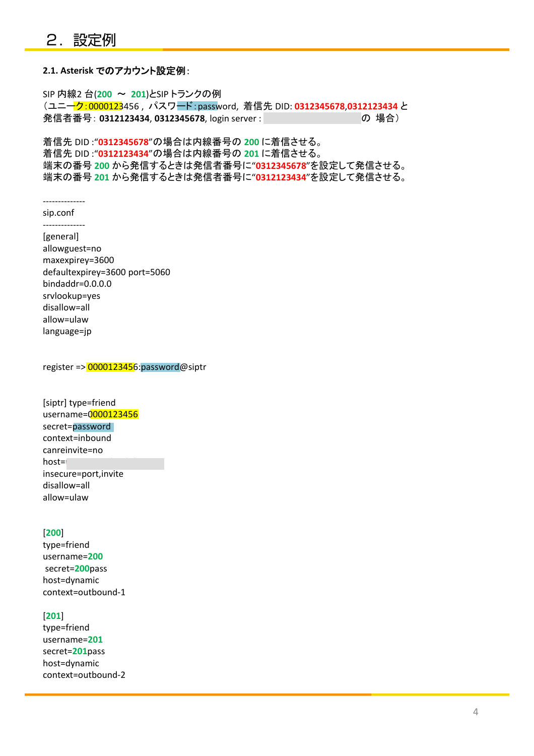# ２．設定例

**2.1. Asterisk でのアカウント設定例**:

SIP 内線2 台(200 〜 201)とSIP トランクの例
（ユニーク：0000123456，パスワード：password，着信先 DID: 0312345678,0312123434 と
発信者番号：**0312123434**, **0312345678**, login server :　　　　　　　　の 場合）

着信先 DID :“0312345678”の場合は内線番号の 200 に着信させる。
着信先 DID :“0312123434”の場合は内線番号の 201 に着信させる。
端末の番号 200 から発信するときは発信者番号に“0312345678”を設定して発信させる。
端末の番号 201 から発信するときは発信者番号に“0312123434”を設定して発信させる。

```
--------------
sip.conf
--------------
[general]
allowguest=no
maxexpirey=3600
defaultexpirey=3600 port=5060
bindaddr=0.0.0.0
srvlookup=yes
disallow=all
allow=ulaw
language=jp


register => 0000123456:password@siptr


[siptr] type=friend
username=0000123456
secret=password
context=inbound
canreinvite=no
host=
insecure=port,invite
disallow=all
allow=ulaw


[200]
type=friend
username=200
 secret=200pass
host=dynamic
context=outbound-1

[201]
type=friend
username=201
secret=201pass
host=dynamic
context=outbound-2
```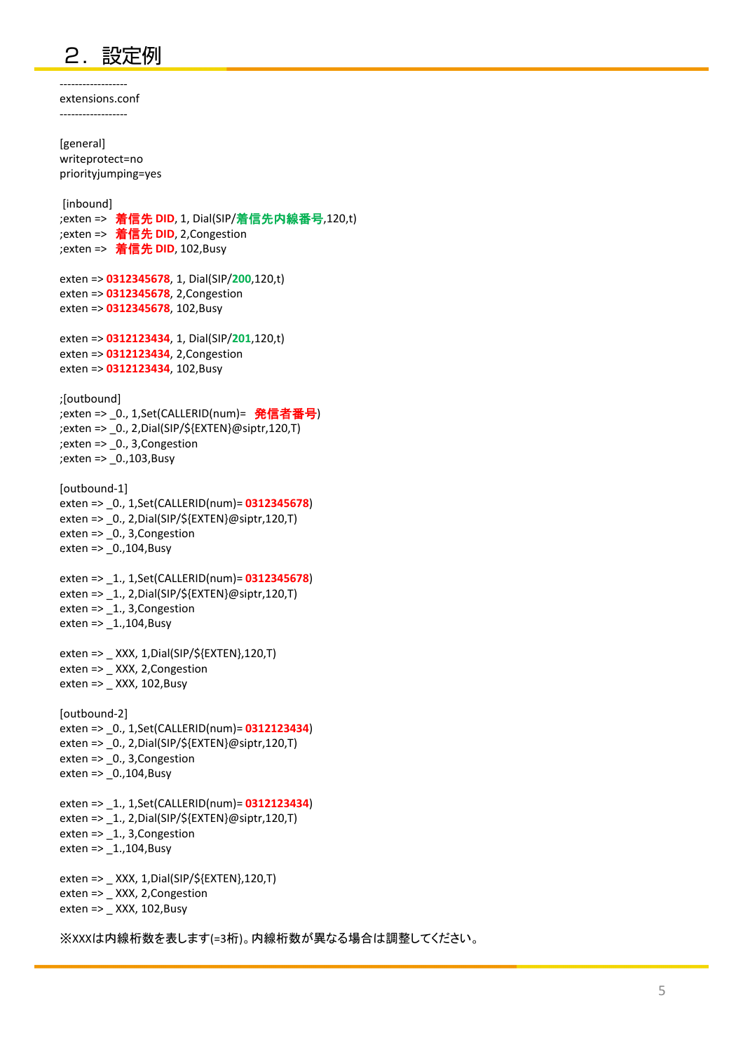## ２．設定例

```
------------------
extensions.conf
------------------

[general]
writeprotect=no
priorityjumping=yes

 [inbound]
;exten =>  着信先 DID, 1, Dial(SIP/着信先内線番号,120,t)
;exten =>  着信先 DID, 2,Congestion
;exten =>  着信先 DID, 102,Busy

exten => 0312345678, 1, Dial(SIP/200,120,t)
exten => 0312345678, 2,Congestion
exten => 0312345678, 102,Busy

exten => 0312123434, 1, Dial(SIP/201,120,t)
exten => 0312123434, 2,Congestion
exten => 0312123434, 102,Busy

;[outbound]
;exten => _0., 1,Set(CALLERID(num)=  発信者番号)
;exten => _0., 2,Dial(SIP/${EXTEN}@siptr,120,T)
;exten => _0., 3,Congestion
;exten => _0.,103,Busy

[outbound-1]
exten => _0., 1,Set(CALLERID(num)= 0312345678)
exten => _0., 2,Dial(SIP/${EXTEN}@siptr,120,T)
exten => _0., 3,Congestion
exten => _0.,104,Busy

exten => _1., 1,Set(CALLERID(num)= 0312345678)
exten => _1., 2,Dial(SIP/${EXTEN}@siptr,120,T)
exten => _1., 3,Congestion
exten => _1.,104,Busy

exten => _ XXX, 1,Dial(SIP/${EXTEN},120,T)
exten => _ XXX, 2,Congestion
exten => _ XXX, 102,Busy

[outbound-2]
exten => _0., 1,Set(CALLERID(num)= 0312123434)
exten => _0., 2,Dial(SIP/${EXTEN}@siptr,120,T)
exten => _0., 3,Congestion
exten => _0.,104,Busy

exten => _1., 1,Set(CALLERID(num)= 0312123434)
exten => _1., 2,Dial(SIP/${EXTEN}@siptr,120,T)
exten => _1., 3,Congestion
exten => _1.,104,Busy

exten => _ XXX, 1,Dial(SIP/${EXTEN},120,T)
exten => _ XXX, 2,Congestion
exten => _ XXX, 102,Busy
```

※XXXは内線桁数を表します(=3桁)。内線桁数が異なる場合は調整してください。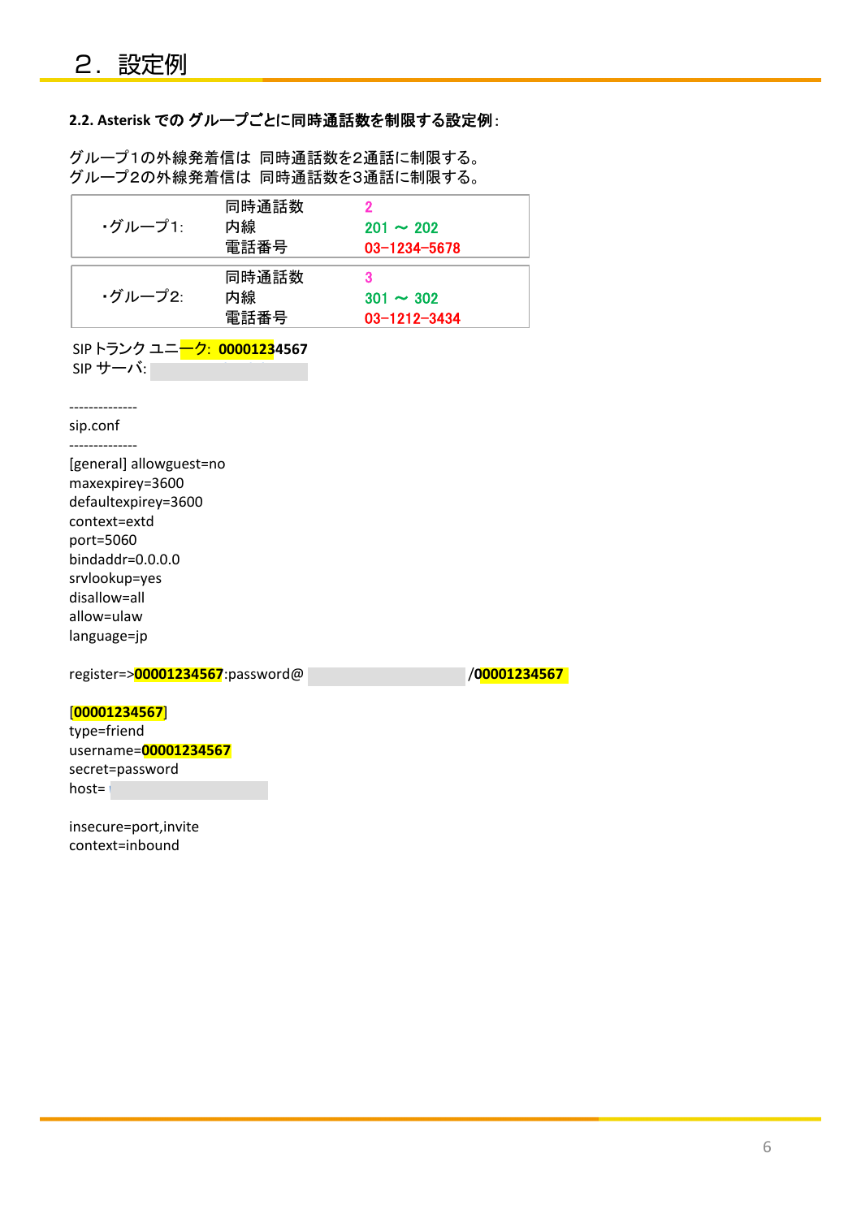## 2. 設定例

**2.2. Asterisk での グループごとに同時通話数を制限する設定例**:

グループ1の外線発着信は 同時通話数を2通話に制限する。
グループ2の外線発着信は 同時通話数を3通話に制限する。

| | | |
|---|---|---|
| ・グループ1: | 同時通話数 | 2 |
| | 内線 | 201 ～ 202 |
| | 電話番号 | 03-1234-5678 |

| | | |
|---|---|---|
| ・グループ2: | 同時通話数 | 3 |
| | 内線 | 301 ～ 302 |
| | 電話番号 | 03-1212-3434 |

SIP トランク ユニーク: **00001234567**
SIP サーバ:

```
--------------
sip.conf
--------------
[general] allowguest=no
maxexpirey=3600
defaultexpirey=3600
context=extd
port=5060
bindaddr=0.0.0.0
srvlookup=yes
disallow=all
allow=ulaw
language=jp

register=>00001234567:password@                    /00001234567

[00001234567]
type=friend
username=00001234567
secret=password
host=

insecure=port,invite
context=inbound
```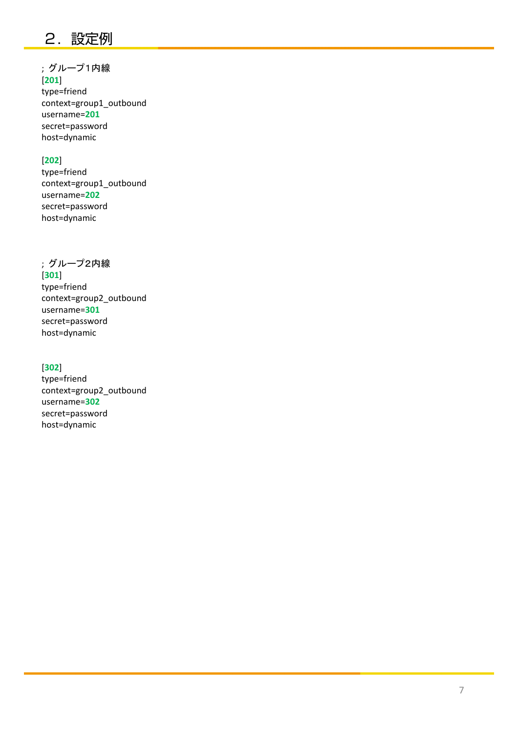## ２．設定例

```
; グループ1内線
[201]
type=friend
context=group1_outbound
username=201
secret=password
host=dynamic

[202]
type=friend
context=group1_outbound
username=202
secret=password
host=dynamic


; グループ2内線
[301]
type=friend
context=group2_outbound
username=301
secret=password
host=dynamic


[302]
type=friend
context=group2_outbound
username=302
secret=password
host=dynamic
```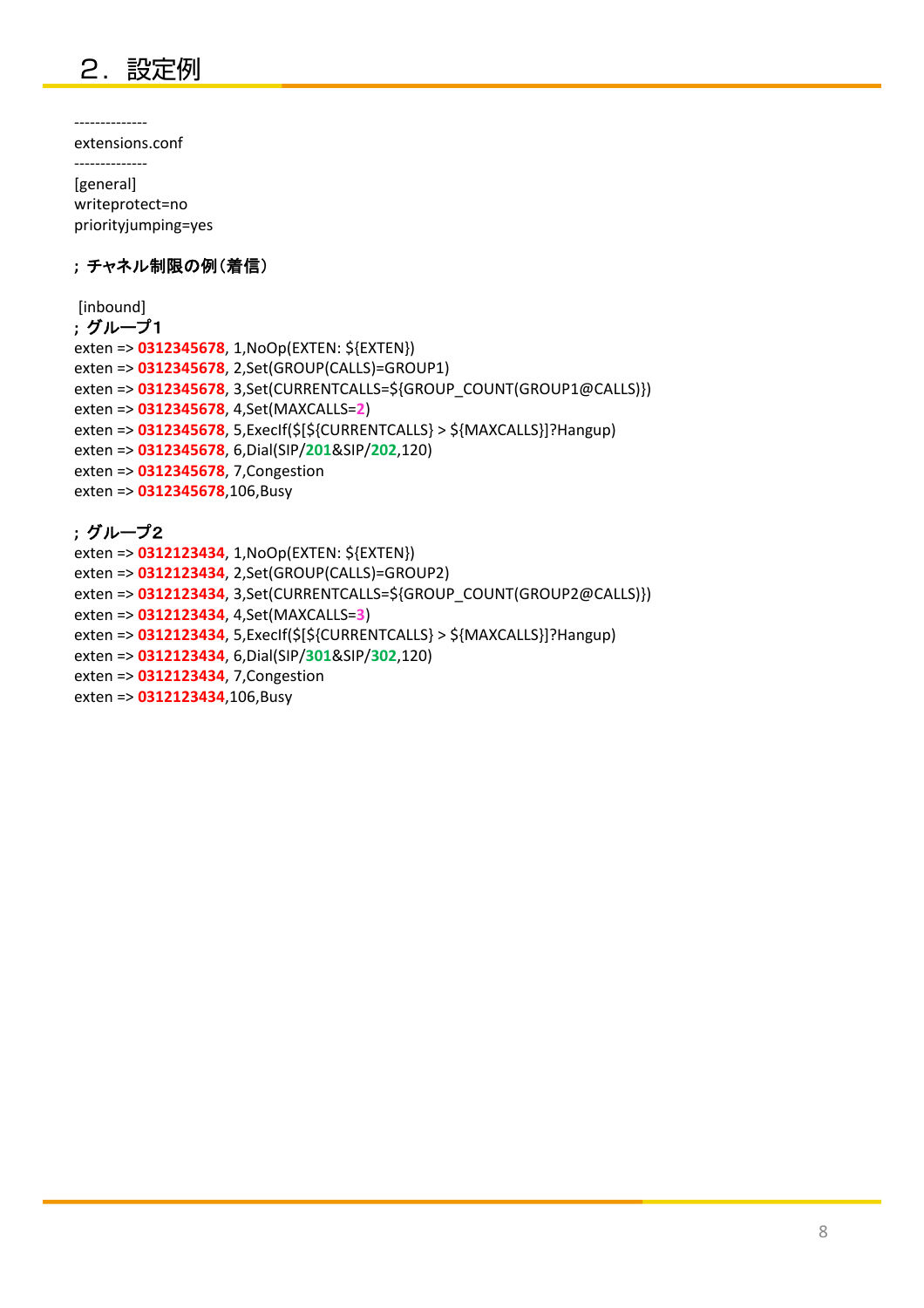# ２．設定例

```
--------------
extensions.conf
--------------
[general]
writeprotect=no
priorityjumping=yes

; チャネル制限の例（着信）

 [inbound]
; グループ1
exten => 0312345678, 1,NoOp(EXTEN: ${EXTEN})
exten => 0312345678, 2,Set(GROUP(CALLS)=GROUP1)
exten => 0312345678, 3,Set(CURRENTCALLS=${GROUP_COUNT(GROUP1@CALLS)})
exten => 0312345678, 4,Set(MAXCALLS=2)
exten => 0312345678, 5,ExecIf($[${CURRENTCALLS} > ${MAXCALLS}]?Hangup)
exten => 0312345678, 6,Dial(SIP/201&SIP/202,120)
exten => 0312345678, 7,Congestion
exten => 0312345678,106,Busy

; グループ2
exten => 0312123434, 1,NoOp(EXTEN: ${EXTEN})
exten => 0312123434, 2,Set(GROUP(CALLS)=GROUP2)
exten => 0312123434, 3,Set(CURRENTCALLS=${GROUP_COUNT(GROUP2@CALLS)})
exten => 0312123434, 4,Set(MAXCALLS=3)
exten => 0312123434, 5,ExecIf($[${CURRENTCALLS} > ${MAXCALLS}]?Hangup)
exten => 0312123434, 6,Dial(SIP/301&SIP/302,120)
exten => 0312123434, 7,Congestion
exten => 0312123434,106,Busy
```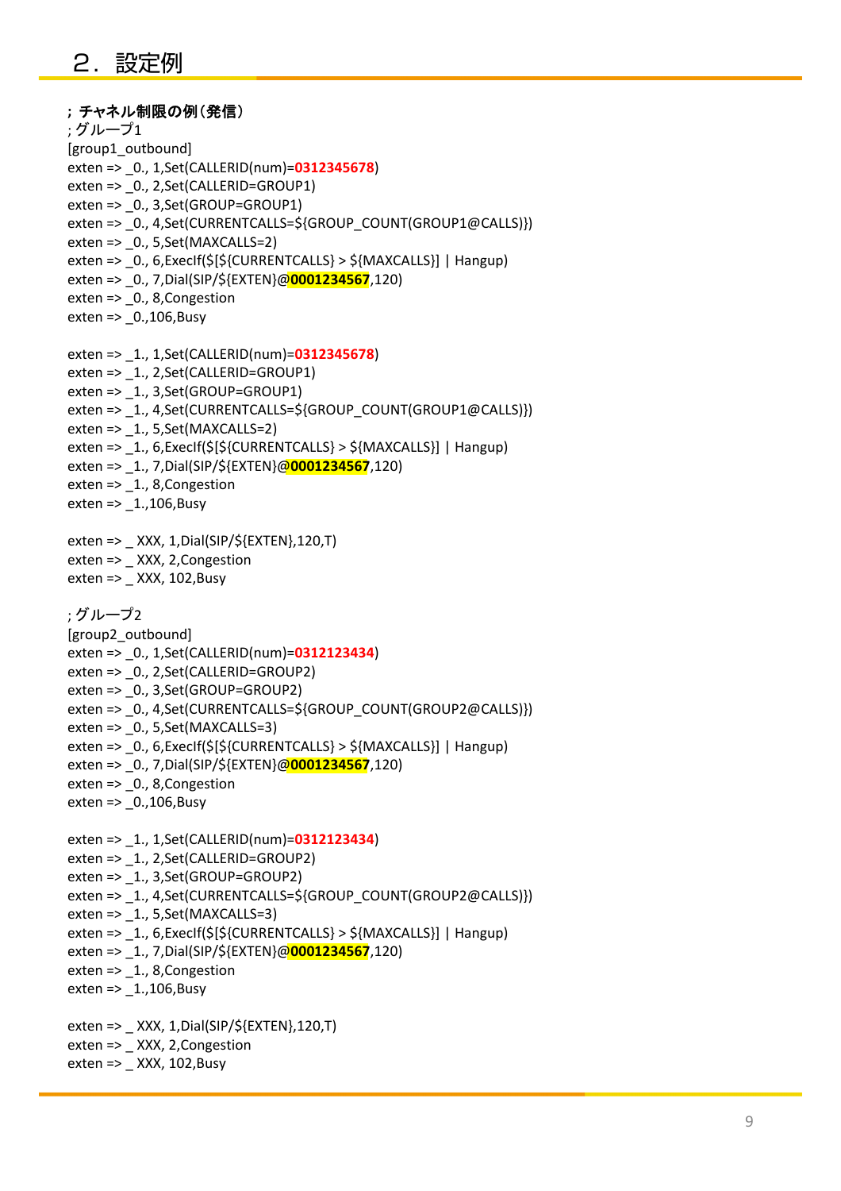# ２．設定例

```
; チャネル制限の例（発信）
; グループ1
[group1_outbound]
exten => _0., 1,Set(CALLERID(num)=0312345678)
exten => _0., 2,Set(CALLERID=GROUP1)
exten => _0., 3,Set(GROUP=GROUP1)
exten => _0., 4,Set(CURRENTCALLS=${GROUP_COUNT(GROUP1@CALLS)})
exten => _0., 5,Set(MAXCALLS=2)
exten => _0., 6,ExecIf($[${CURRENTCALLS} > ${MAXCALLS}] | Hangup)
exten => _0., 7,Dial(SIP/${EXTEN}@0001234567,120)
exten => _0., 8,Congestion
exten => _0.,106,Busy

exten => _1., 1,Set(CALLERID(num)=0312345678)
exten => _1., 2,Set(CALLERID=GROUP1)
exten => _1., 3,Set(GROUP=GROUP1)
exten => _1., 4,Set(CURRENTCALLS=${GROUP_COUNT(GROUP1@CALLS)})
exten => _1., 5,Set(MAXCALLS=2)
exten => _1., 6,ExecIf($[${CURRENTCALLS} > ${MAXCALLS}] | Hangup)
exten => _1., 7,Dial(SIP/${EXTEN}@0001234567,120)
exten => _1., 8,Congestion
exten => _1.,106,Busy

exten => _ XXX, 1,Dial(SIP/${EXTEN},120,T)
exten => _ XXX, 2,Congestion
exten => _ XXX, 102,Busy

; グループ2
[group2_outbound]
exten => _0., 1,Set(CALLERID(num)=0312123434)
exten => _0., 2,Set(CALLERID=GROUP2)
exten => _0., 3,Set(GROUP=GROUP2)
exten => _0., 4,Set(CURRENTCALLS=${GROUP_COUNT(GROUP2@CALLS)})
exten => _0., 5,Set(MAXCALLS=3)
exten => _0., 6,ExecIf($[${CURRENTCALLS} > ${MAXCALLS}] | Hangup)
exten => _0., 7,Dial(SIP/${EXTEN}@0001234567,120)
exten => _0., 8,Congestion
exten => _0.,106,Busy

exten => _1., 1,Set(CALLERID(num)=0312123434)
exten => _1., 2,Set(CALLERID=GROUP2)
exten => _1., 3,Set(GROUP=GROUP2)
exten => _1., 4,Set(CURRENTCALLS=${GROUP_COUNT(GROUP2@CALLS)})
exten => _1., 5,Set(MAXCALLS=3)
exten => _1., 6,ExecIf($[${CURRENTCALLS} > ${MAXCALLS}] | Hangup)
exten => _1., 7,Dial(SIP/${EXTEN}@0001234567,120)
exten => _1., 8,Congestion
exten => _1.,106,Busy

exten => _ XXX, 1,Dial(SIP/${EXTEN},120,T)
exten => _ XXX, 2,Congestion
exten => _ XXX, 102,Busy
```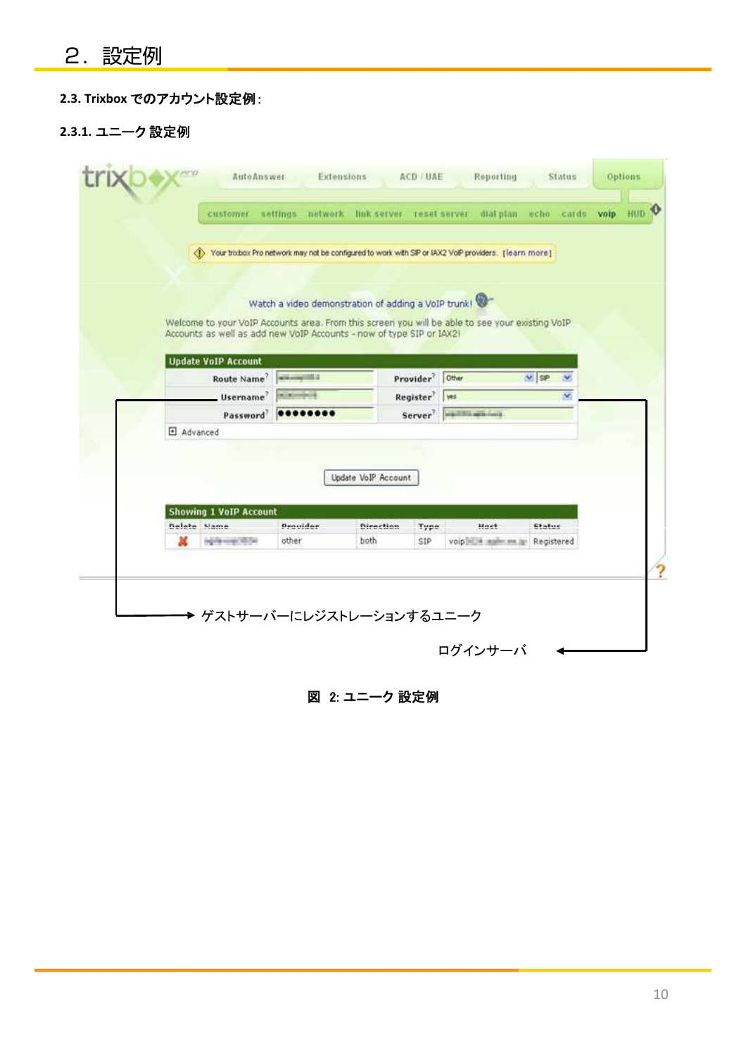# ２．設定例

### 2.3. Trixbox でのアカウント設定例:

#### 2.3.1. ユニーク 設定例

ゲストサーバーにレジストレーションするユニーク

ログインサーバ

図 2: ユニーク 設定例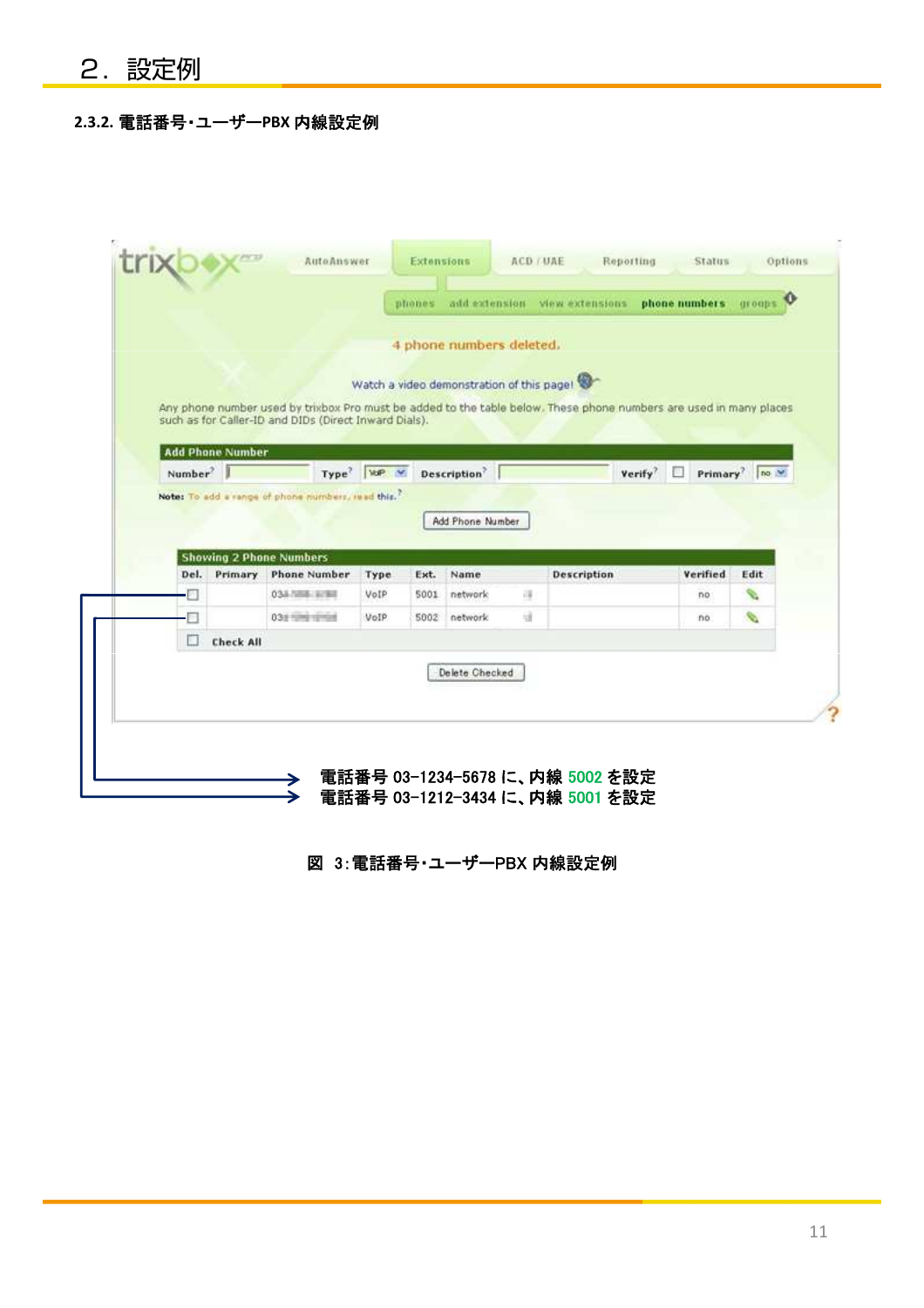## 2. 設定例

### 2.3.2. 電話番号・ユーザーPBX 内線設定例

電話番号 03-1234-5678 に、内線 5002 を設定
電話番号 03-1212-3434 に、内線 5001 を設定

図 3:電話番号・ユーザーPBX 内線設定例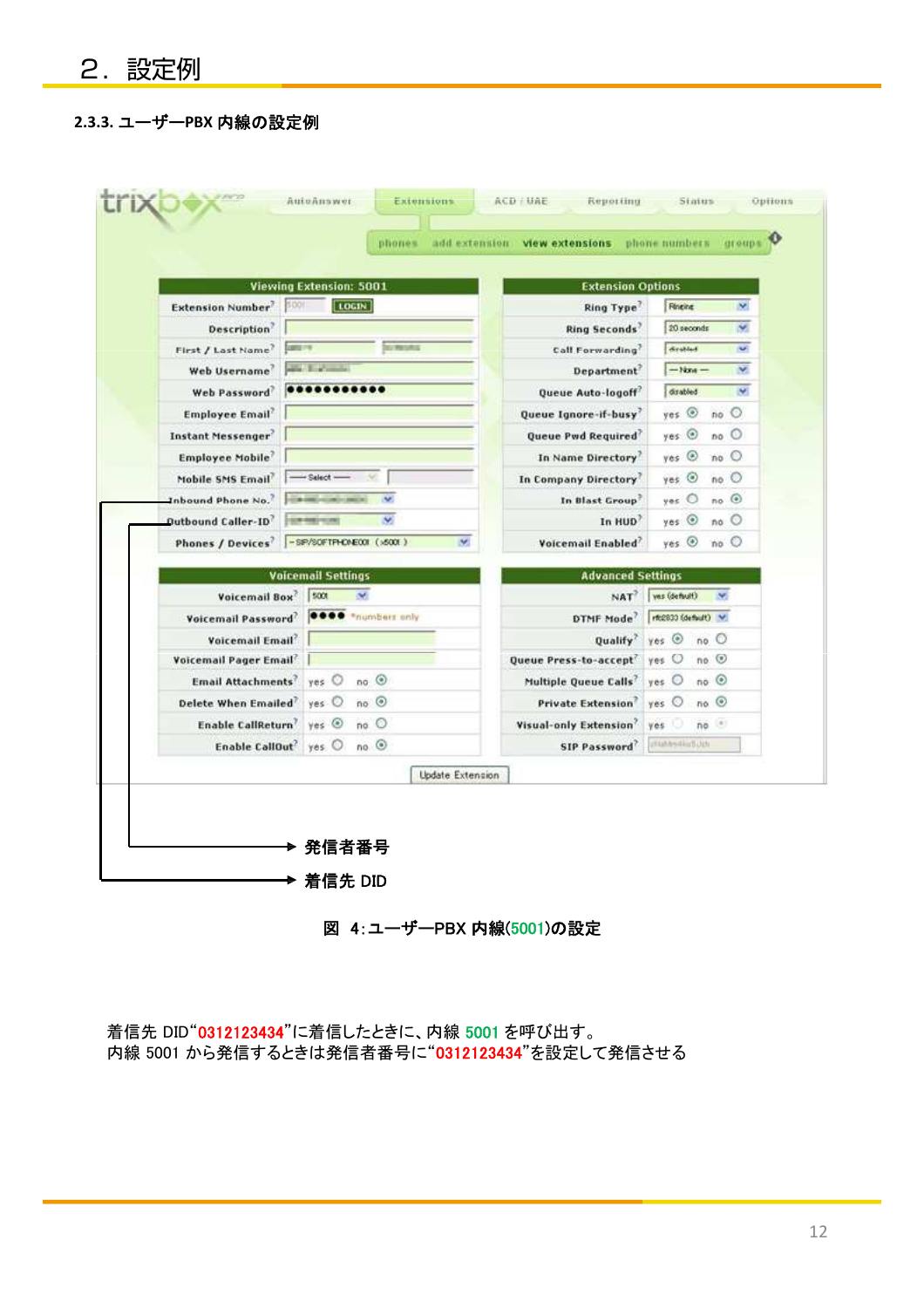# 2．設定例

### 2.3.3. ユーザーPBX 内線の設定例

発信者番号

着信先 DID

図 4：ユーザーPBX 内線(5001)の設定

着信先 DID"0312123434"に着信したときに、内線 5001 を呼び出す。
内線 5001 から発信するときは発信者番号に"0312123434"を設定して発信させる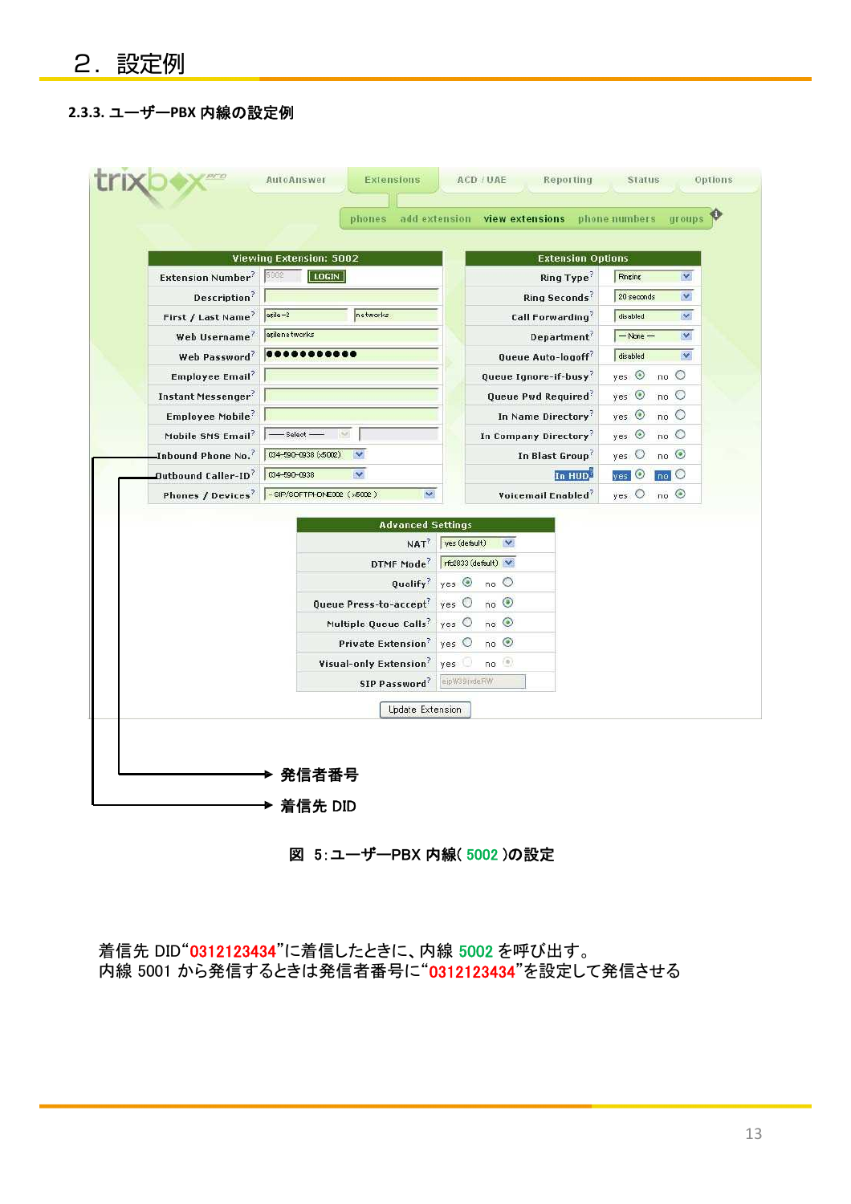### 2.3.3. ユーザーPBX 内線の設定例

発信者番号

着信先 DID

図 5:ユーザーPBX 内線( 5002 )の設定

着信先 DID“0312123434”に着信したときに、内線 5002 を呼び出す。
内線 5001 から発信するときは発信者番号に“0312123434”を設定して発信させる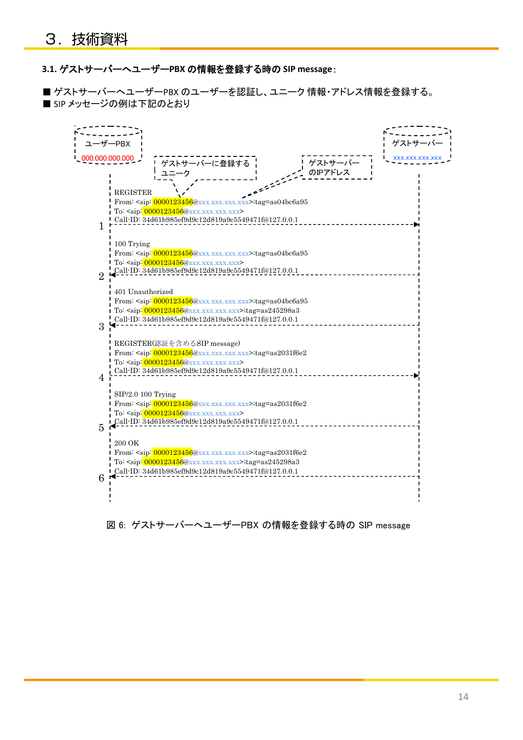# ３．技術資料

### 3.1. ゲストサーバーへユーザーPBX の情報を登録する時の SIP message：

■ ゲストサーバーへユーザーPBX のユーザーを認証し、ユニーク 情報・アドレス情報を登録する。
■ SIP メッセージの例は下記のとおり

ユーザーPBX
000.000.000.000

ゲストサーバー
xxx.xxx.xxx.xxx

ゲストサーバーに登録する ユニーク

ゲストサーバー のIPアドレス

1 (ユーザーPBX → ゲストサーバー)
```
REGISTER
From: <sip: 0000123456@xxx.xxx.xxx.xxx>;tag=as04bc6a95
To: <sip: 0000123456@xxx.xxx.xxx.xxx>
Call-ID: 34d61b985ef9d9c12d819a9c5549471f@127.0.0.1
```

2 (ゲストサーバー → ユーザーPBX)
```
100 Trying
From: <sip: 0000123456@xxx.xxx.xxx.xxx>;tag=as04bc6a95
To: <sip: 0000123456@xxx.xxx.xxx.xxx>
Call-ID: 34d61b985ef9d9c12d819a9c5549471f@127.0.0.1
```

3 (ゲストサーバー → ユーザーPBX)
```
401 Unauthorized
From: <sip: 0000123456@xxx.xxx.xxx.xxx>;tag=as04bc6a95
To: <sip: 0000123456@xxx.xxx.xxx.xxx>;tag=as245298a3
Call-ID: 34d61b985ef9d9c12d819a9c5549471f@127.0.0.1
```

4 (ユーザーPBX → ゲストサーバー)
```
REGISTER(認証を含めるSIP message)
From: <sip: 0000123456@xxx.xxx.xxx.xxx>;tag=as2031f6e2
To: <sip: 0000123456@xxx.xxx.xxx.xxx>
Call-ID: 34d61b985ef9d9c12d819a9c5549471f@127.0.0.1
```

5 (ゲストサーバー → ユーザーPBX)
```
SIP/2.0 100 Trying
From: <sip: 0000123456@xxx.xxx.xxx.xxx>;tag=as2031f6e2
To: <sip: 0000123456@xxx.xxx.xxx.xxx>
Call-ID: 34d61b985ef9d9c12d819a9c5549471f@127.0.0.1
```

6 (ゲストサーバー → ユーザーPBX)
```
200 OK
From: <sip: 0000123456@xxx.xxx.xxx.xxx>;tag=as2031f6e2
To: <sip: 0000123456@xxx.xxx.xxx.xxx>;tag=as245298a3
Call-ID: 34d61b985ef9d9c12d819a9c5549471f@127.0.0.1
```

図 6: ゲストサーバーへユーザーPBX の情報を登録する時の SIP message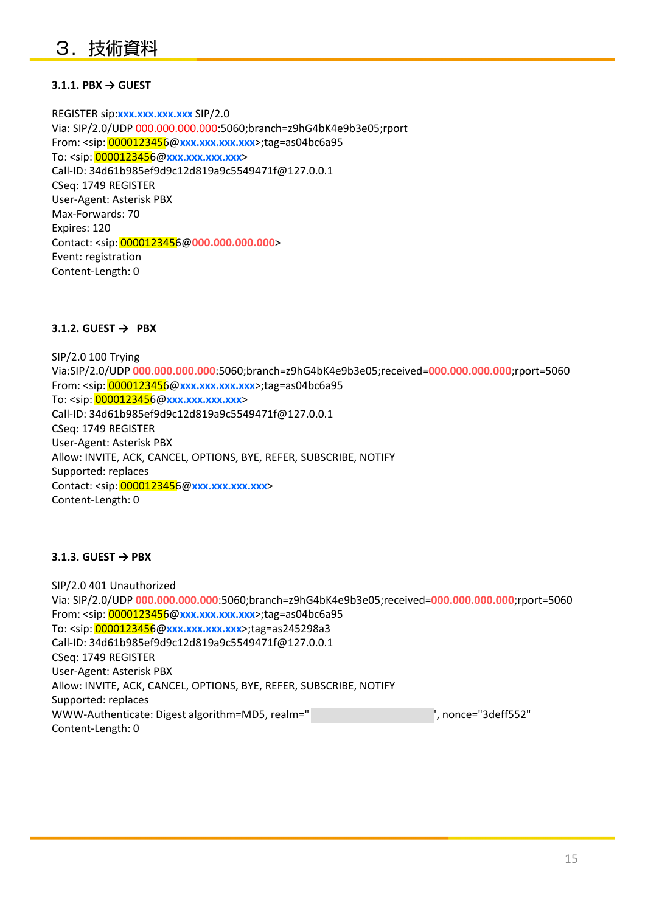# ３．技術資料

### 3.1.1. PBX → GUEST

REGISTER sip:xxx.xxx.xxx.xxx SIP/2.0
Via: SIP/2.0/UDP 000.000.000.000:5060;branch=z9hG4bK4e9b3e05;rport
From: <sip: 0000123456@xxx.xxx.xxx.xxx>;tag=as04bc6a95
To: <sip: 0000123456@xxx.xxx.xxx.xxx>
Call-ID: 34d61b985ef9d9c12d819a9c5549471f@127.0.0.1
CSeq: 1749 REGISTER
User-Agent: Asterisk PBX
Max-Forwards: 70
Expires: 120
Contact: <sip: 0000123456@000.000.000.000>
Event: registration
Content-Length: 0

### 3.1.2. GUEST → PBX

SIP/2.0 100 Trying
Via:SIP/2.0/UDP 000.000.000.000:5060;branch=z9hG4bK4e9b3e05;received=000.000.000.000;rport=5060
From: <sip: 0000123456@xxx.xxx.xxx.xxx>;tag=as04bc6a95
To: <sip: 0000123456@xxx.xxx.xxx.xxx>
Call-ID: 34d61b985ef9d9c12d819a9c5549471f@127.0.0.1
CSeq: 1749 REGISTER
User-Agent: Asterisk PBX
Allow: INVITE, ACK, CANCEL, OPTIONS, BYE, REFER, SUBSCRIBE, NOTIFY
Supported: replaces
Contact: <sip: 0000123456@xxx.xxx.xxx.xxx>
Content-Length: 0

### 3.1.3. GUEST → PBX

SIP/2.0 401 Unauthorized
Via: SIP/2.0/UDP 000.000.000.000:5060;branch=z9hG4bK4e9b3e05;received=000.000.000.000;rport=5060
From: <sip: 0000123456@xxx.xxx.xxx.xxx>;tag=as04bc6a95
To: <sip: 0000123456@xxx.xxx.xxx.xxx>;tag=as245298a3
Call-ID: 34d61b985ef9d9c12d819a9c5549471f@127.0.0.1
CSeq: 1749 REGISTER
User-Agent: Asterisk PBX
Allow: INVITE, ACK, CANCEL, OPTIONS, BYE, REFER, SUBSCRIBE, NOTIFY
Supported: replaces
WWW-Authenticate: Digest algorithm=MD5, realm="                                        ", nonce="3deff552"
Content-Length: 0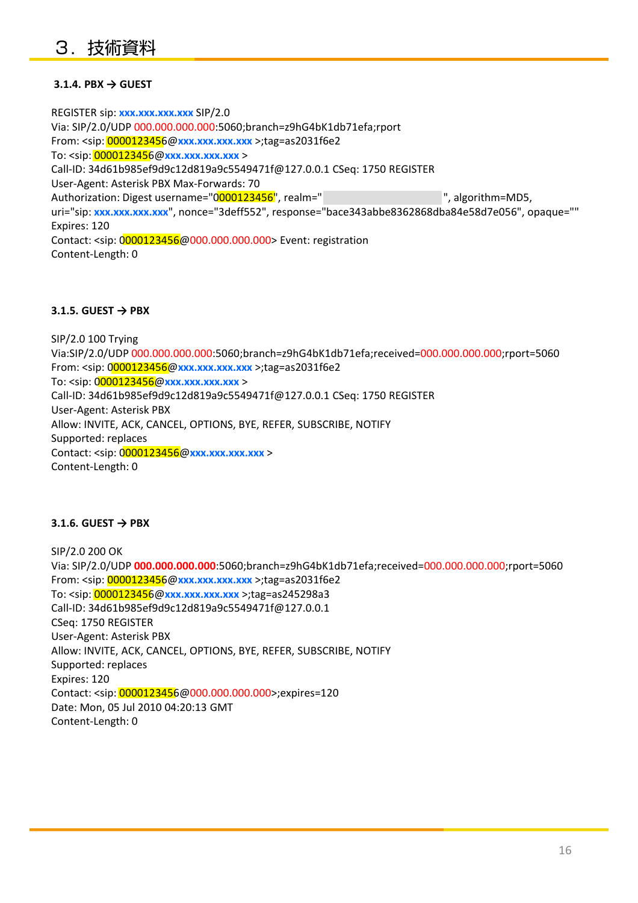# ３．技術資料

### 3.1.4. PBX → GUEST

REGISTER sip: xxx.xxx.xxx.xxx SIP/2.0
Via: SIP/2.0/UDP 000.000.000.000:5060;branch=z9hG4bK1db71efa;rport
From: <sip: 0000123456@xxx.xxx.xxx.xxx >;tag=as2031f6e2
To: <sip: 0000123456@xxx.xxx.xxx.xxx >
Call-ID: 34d61b985ef9d9c12d819a9c5549471f@127.0.0.1 CSeq: 1750 REGISTER
User-Agent: Asterisk PBX Max-Forwards: 70
Authorization: Digest username="0000123456", realm="                    ", algorithm=MD5, uri="sip: xxx.xxx.xxx.xxx", nonce="3deff552", response="bace343abbe8362868dba84e58d7e056", opaque=""
Expires: 120
Contact: <sip: 0000123456@000.000.000.000> Event: registration
Content-Length: 0

### 3.1.5. GUEST → PBX

SIP/2.0 100 Trying
Via:SIP/2.0/UDP 000.000.000.000:5060;branch=z9hG4bK1db71efa;received=000.000.000.000;rport=5060
From: <sip: 0000123456@xxx.xxx.xxx.xxx >;tag=as2031f6e2
To: <sip: 0000123456@xxx.xxx.xxx.xxx >
Call-ID: 34d61b985ef9d9c12d819a9c5549471f@127.0.0.1 CSeq: 1750 REGISTER
User-Agent: Asterisk PBX
Allow: INVITE, ACK, CANCEL, OPTIONS, BYE, REFER, SUBSCRIBE, NOTIFY
Supported: replaces
Contact: <sip: 0000123456@xxx.xxx.xxx.xxx >
Content-Length: 0

### 3.1.6. GUEST → PBX

SIP/2.0 200 OK
Via: SIP/2.0/UDP 000.000.000.000:5060;branch=z9hG4bK1db71efa;received=000.000.000.000;rport=5060
From: <sip: 0000123456@xxx.xxx.xxx.xxx >;tag=as2031f6e2
To: <sip: 0000123456@xxx.xxx.xxx.xxx >;tag=as245298a3
Call-ID: 34d61b985ef9d9c12d819a9c5549471f@127.0.0.1
CSeq: 1750 REGISTER
User-Agent: Asterisk PBX
Allow: INVITE, ACK, CANCEL, OPTIONS, BYE, REFER, SUBSCRIBE, NOTIFY
Supported: replaces
Expires: 120
Contact: <sip: 0000123456@000.000.000.000>;expires=120
Date: Mon, 05 Jul 2010 04:20:13 GMT
Content-Length: 0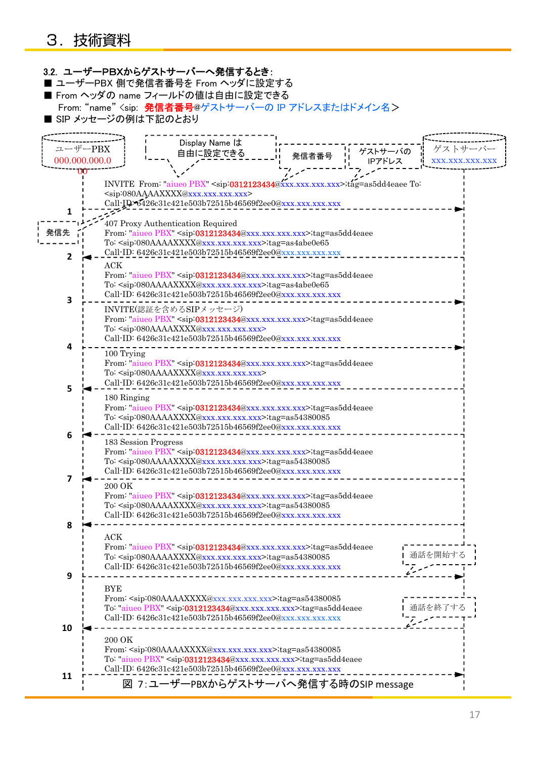# ３．技術資料

### 3.2. ユーザーPBXからゲストサーバーへ発信するとき：

■ ユーザーPBX 側で発信者番号を From ヘッダに設定する

■ From ヘッダの name フィールドの値は自由に設定できる

From: “name” <sip: 発信者番号@ゲストサーバーの IP アドレスまたはドメイン名>

■ SIP メッセージの例は下記のとおり

ユーザーPBX 000.000.000.000 ／ ゲストサーバー xxx.xxx.xxx.xxx

Display Name は自由に設定できる ／ 発信者番号 ／ ゲストサーバーの IPアドレス ／ 発信先

1 (→)
```
INVITE From: "aiueo PBX" <sip:0312123434@xxx.xxx.xxx.xxx>;tag=as5dd4eaee To:
<sip:080AAAAXXXX@xxx.xxx.xxx.xxx>
Call-ID: 6426c31c421e503b72515b46569f2ee0@xxx.xxx.xxx.xxx
```

2 (←)
```
407 Proxy Authentication Required
From: "aiueo PBX" <sip:0312123434@xxx.xxx.xxx.xxx>;tag=as5dd4eaee
To: <sip:080AAAAXXXX@xxx.xxx.xxx.xxx>;tag=as4abe0e65
Call-ID: 6426c31c421e503b72515b46569f2ee0@xxx.xxx.xxx.xxx
```

3 (→)
```
ACK
From: "aiueo PBX" <sip:0312123434@xxx.xxx.xxx.xxx>;tag=as5dd4eaee
To: <sip:080AAAAXXXX@xxx.xxx.xxx.xxx>;tag=as4abe0e65
Call-ID: 6426c31c421e503b72515b46569f2ee0@xxx.xxx.xxx.xxx
```

4 (→)
```
INVITE(認証を含めるSIPメッセージ)
From: "aiueo PBX" <sip:0312123434@xxx.xxx.xxx.xxx>;tag=as5dd4eaee
To: <sip:080AAAAXXXX@xxx.xxx.xxx.xxx>
Call-ID: 6426c31c421e503b72515b46569f2ee0@xxx.xxx.xxx.xxx
```

5 (←)
```
100 Trying
From: "aiueo PBX" <sip:0312123434@xxx.xxx.xxx.xxx>;tag=as5dd4eaee
To: <sip:080AAAAXXXX@xxx.xxx.xxx.xxx>
Call-ID: 6426c31c421e503b72515b46569f2ee0@xxx.xxx.xxx.xxx
```

6 (←)
```
180 Ringing
From: "aiueo PBX" <sip:0312123434@xxx.xxx.xxx.xxx>;tag=as5dd4eaee
To: <sip:080AAAAXXXX@xxx.xxx.xxx.xxx>;tag=as54380085
Call-ID: 6426c31c421e503b72515b46569f2ee0@xxx.xxx.xxx.xxx
```

7 (←)
```
183 Session Progress
From: "aiueo PBX" <sip:0312123434@xxx.xxx.xxx.xxx>;tag=as5dd4eaee
To: <sip:080AAAAXXXX@xxx.xxx.xxx.xxx>;tag=as54380085
Call-ID: 6426c31c421e503b72515b46569f2ee0@xxx.xxx.xxx.xxx
```

8 (←)
```
200 OK
From: "aiueo PBX" <sip:0312123434@xxx.xxx.xxx.xxx>;tag=as5dd4eaee
To: <sip:080AAAAXXXX@xxx.xxx.xxx.xxx>;tag=as54380085
Call-ID: 6426c31c421e503b72515b46569f2ee0@xxx.xxx.xxx.xxx
```

9 (→) 通話を開始する
```
ACK
From: "aiueo PBX" <sip:0312123434@xxx.xxx.xxx.xxx>;tag=as5dd4eaee
To: <sip:080AAAAXXXX@xxx.xxx.xxx.xxx>;tag=as54380085
Call-ID: 6426c31c421e503b72515b46569f2ee0@xxx.xxx.xxx.xxx
```

10 (←) 通話を終了する
```
BYE
From: <sip:080AAAAXXXX@xxx.xxx.xxx.xxx>;tag=as54380085
To: "aiueo PBX" <sip:0312123434@xxx.xxx.xxx.xxx>;tag=as5dd4eaee
Call-ID: 6426c31c421e503b72515b46569f2ee0@xxx.xxx.xxx.xxx
```

11 (→)
```
200 OK
From: <sip:080AAAAXXXX@xxx.xxx.xxx.xxx>;tag=as54380085
To: "aiueo PBX" <sip:0312123434@xxx.xxx.xxx.xxx>;tag=as5dd4eaee
Call-ID: 6426c31c421e503b72515b46569f2ee0@xxx.xxx.xxx.xxx
```

図 7:ユーザーPBXからゲストサーバへ発信する時のSIP message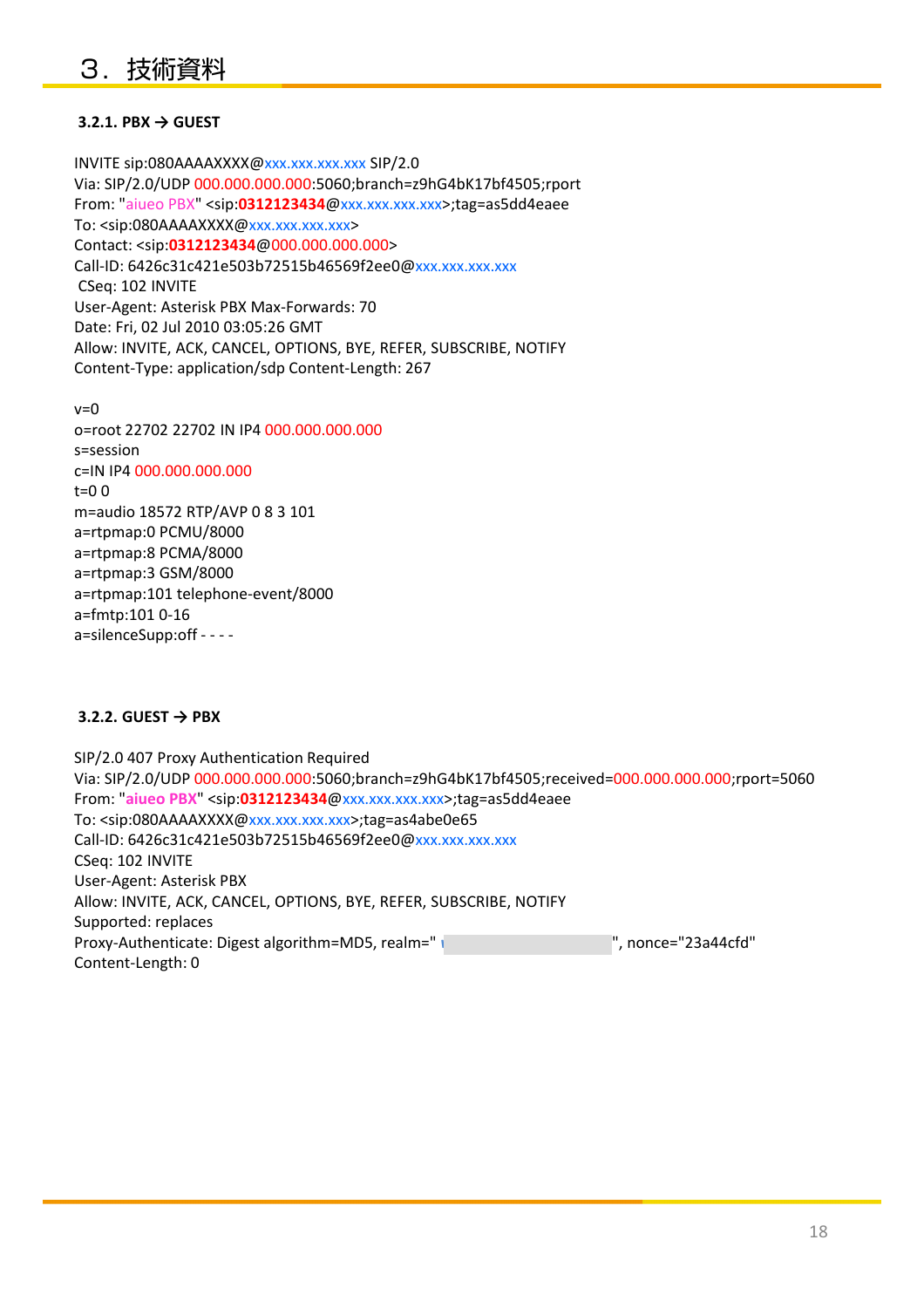# ３．技術資料

### 3.2.1. PBX → GUEST

```
INVITE sip:080AAAAXXXX@xxx.xxx.xxx.xxx SIP/2.0
Via: SIP/2.0/UDP 000.000.000.000:5060;branch=z9hG4bK17bf4505;rport
From: "aiueo PBX" <sip:0312123434@xxx.xxx.xxx.xxx>;tag=as5dd4eaee
To: <sip:080AAAAXXXX@xxx.xxx.xxx.xxx>
Contact: <sip:0312123434@000.000.000.000>
Call-ID: 6426c31c421e503b72515b46569f2ee0@xxx.xxx.xxx.xxx
 CSeq: 102 INVITE
User-Agent: Asterisk PBX Max-Forwards: 70
Date: Fri, 02 Jul 2010 03:05:26 GMT
Allow: INVITE, ACK, CANCEL, OPTIONS, BYE, REFER, SUBSCRIBE, NOTIFY
Content-Type: application/sdp Content-Length: 267

v=0
o=root 22702 22702 IN IP4 000.000.000.000
s=session
c=IN IP4 000.000.000.000
t=0 0
m=audio 18572 RTP/AVP 0 8 3 101
a=rtpmap:0 PCMU/8000
a=rtpmap:8 PCMA/8000
a=rtpmap:3 GSM/8000
a=rtpmap:101 telephone-event/8000
a=fmtp:101 0-16
a=silenceSupp:off - - - -
```

### 3.2.2. GUEST → PBX

```
SIP/2.0 407 Proxy Authentication Required
Via: SIP/2.0/UDP 000.000.000.000:5060;branch=z9hG4bK17bf4505;received=000.000.000.000;rport=5060
From: "aiueo PBX" <sip:0312123434@xxx.xxx.xxx.xxx>;tag=as5dd4eaee
To: <sip:080AAAAXXXX@xxx.xxx.xxx.xxx>;tag=as4abe0e65
Call-ID: 6426c31c421e503b72515b46569f2ee0@xxx.xxx.xxx.xxx
CSeq: 102 INVITE
User-Agent: Asterisk PBX
Allow: INVITE, ACK, CANCEL, OPTIONS, BYE, REFER, SUBSCRIBE, NOTIFY
Supported: replaces
Proxy-Authenticate: Digest algorithm=MD5, realm="                    ", nonce="23a44cfd"
Content-Length: 0
```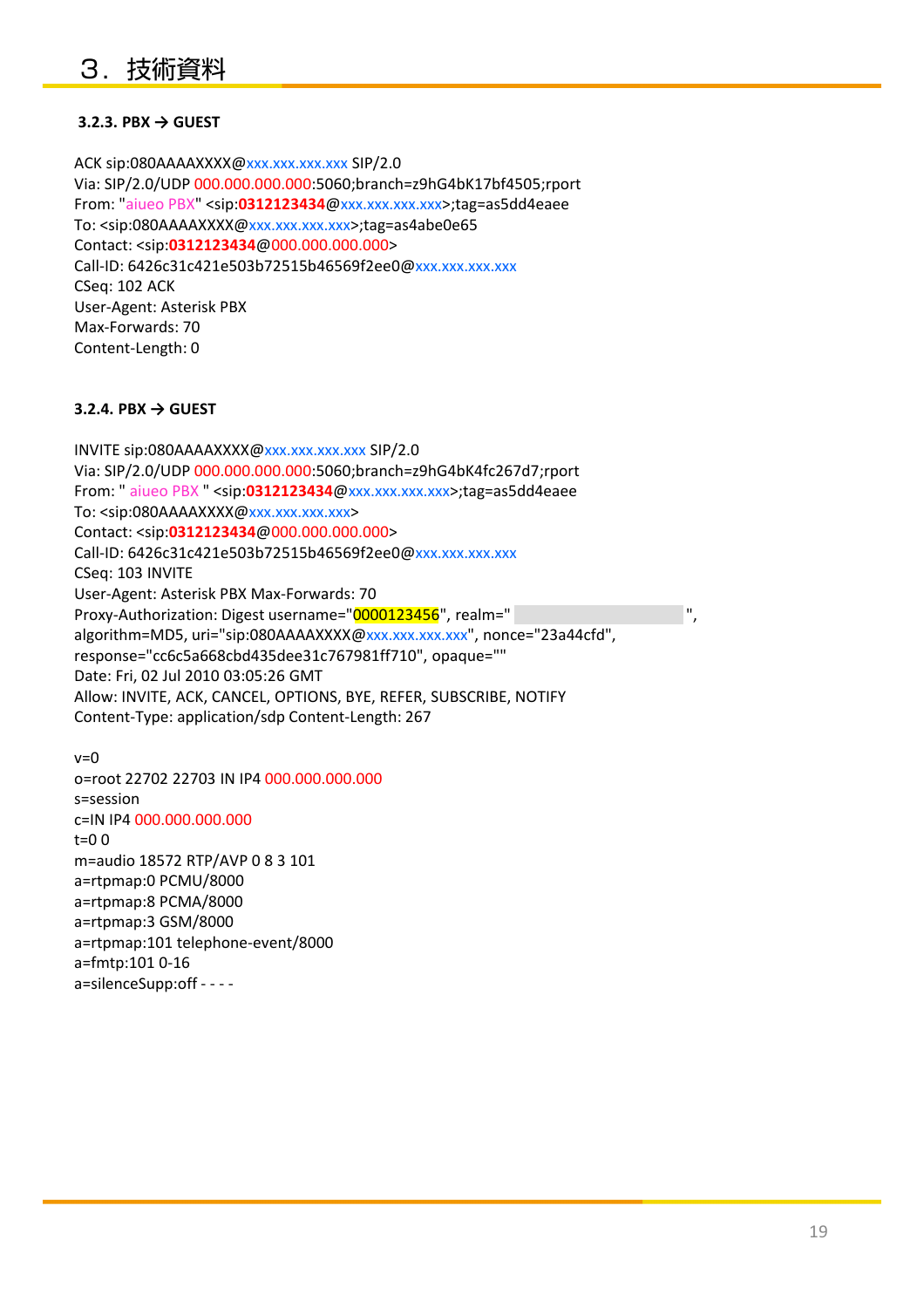# ３．技術資料

### 3.2.3. PBX → GUEST

```
ACK sip:080AAAAXXXX@xxx.xxx.xxx.xxx SIP/2.0
Via: SIP/2.0/UDP 000.000.000.000:5060;branch=z9hG4bK17bf4505;rport
From: "aiueo PBX" <sip:0312123434@xxx.xxx.xxx.xxx>;tag=as5dd4eaee
To: <sip:080AAAAXXXX@xxx.xxx.xxx.xxx>;tag=as4abe0e65
Contact: <sip:0312123434@000.000.000.000>
Call-ID: 6426c31c421e503b72515b46569f2ee0@xxx.xxx.xxx.xxx
CSeq: 102 ACK
User-Agent: Asterisk PBX
Max-Forwards: 70
Content-Length: 0
```

### 3.2.4. PBX → GUEST

```
INVITE sip:080AAAAXXXX@xxx.xxx.xxx.xxx SIP/2.0
Via: SIP/2.0/UDP 000.000.000.000:5060;branch=z9hG4bK4fc267d7;rport
From: " aiueo PBX " <sip:0312123434@xxx.xxx.xxx.xxx>;tag=as5dd4eaee
To: <sip:080AAAAXXXX@xxx.xxx.xxx.xxx>
Contact: <sip:0312123434@000.000.000.000>
Call-ID: 6426c31c421e503b72515b46569f2ee0@xxx.xxx.xxx.xxx
CSeq: 103 INVITE
User-Agent: Asterisk PBX Max-Forwards: 70
Proxy-Authorization: Digest username="0000123456", realm="                    ",
algorithm=MD5, uri="sip:080AAAAXXXX@xxx.xxx.xxx.xxx", nonce="23a44cfd",
response="cc6c5a668cbd435dee31c767981ff710", opaque=""
Date: Fri, 02 Jul 2010 03:05:26 GMT
Allow: INVITE, ACK, CANCEL, OPTIONS, BYE, REFER, SUBSCRIBE, NOTIFY
Content-Type: application/sdp Content-Length: 267

v=0
o=root 22702 22703 IN IP4 000.000.000.000
s=session
c=IN IP4 000.000.000.000
t=0 0
m=audio 18572 RTP/AVP 0 8 3 101
a=rtpmap:0 PCMU/8000
a=rtpmap:8 PCMA/8000
a=rtpmap:3 GSM/8000
a=rtpmap:101 telephone-event/8000
a=fmtp:101 0-16
a=silenceSupp:off - - - -
```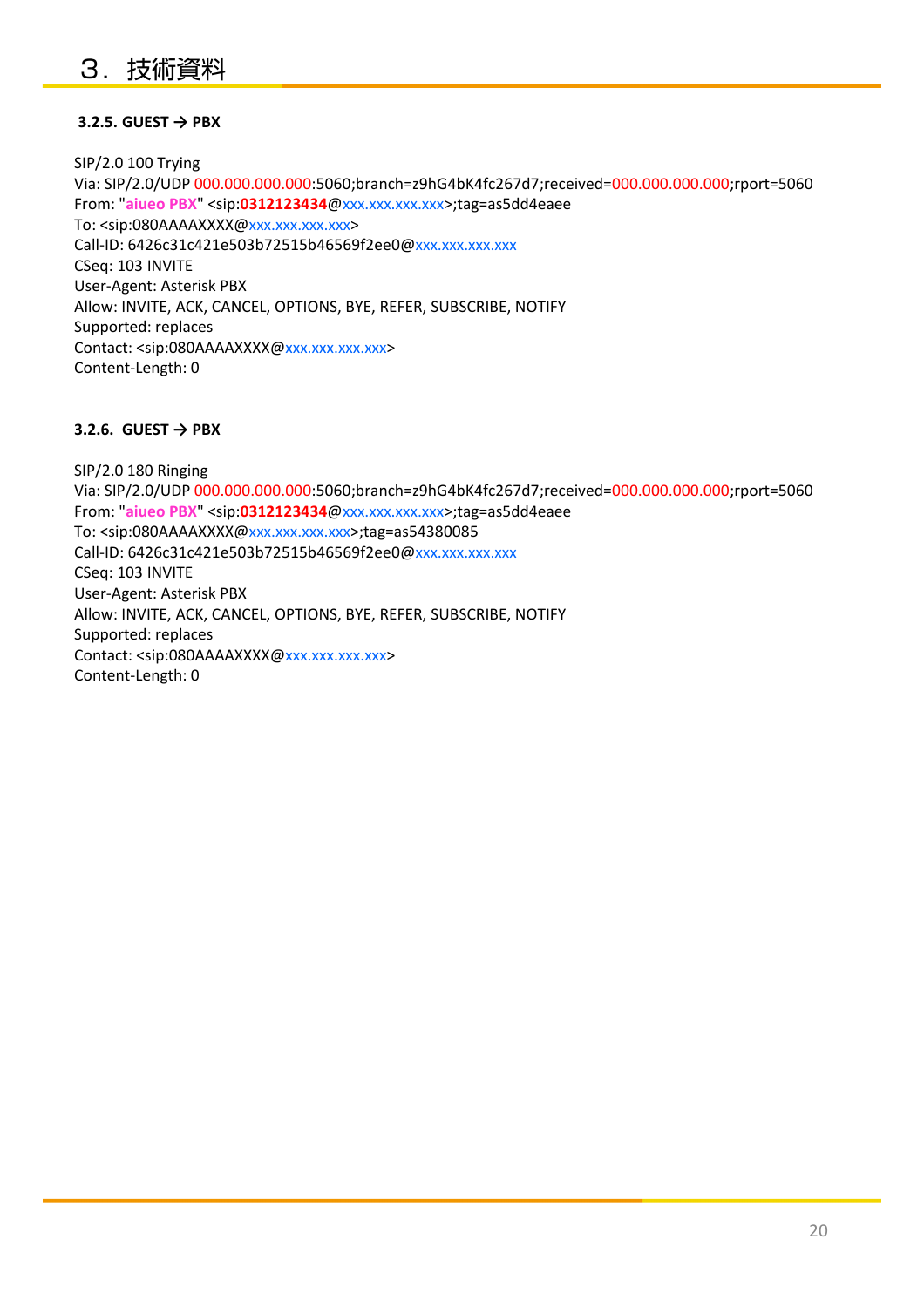# ３．技術資料

**3.2.5. GUEST → PBX**

```
SIP/2.0 100 Trying
Via: SIP/2.0/UDP 000.000.000.000:5060;branch=z9hG4bK4fc267d7;received=000.000.000.000;rport=5060
From: "aiueo PBX" <sip:0312123434@xxx.xxx.xxx.xxx>;tag=as5dd4eaee
To: <sip:080AAAAXXXX@xxx.xxx.xxx.xxx>
Call-ID: 6426c31c421e503b72515b46569f2ee0@xxx.xxx.xxx.xxx
CSeq: 103 INVITE
User-Agent: Asterisk PBX
Allow: INVITE, ACK, CANCEL, OPTIONS, BYE, REFER, SUBSCRIBE, NOTIFY
Supported: replaces
Contact: <sip:080AAAAXXXX@xxx.xxx.xxx.xxx>
Content-Length: 0
```

**3.2.6. GUEST → PBX**

```
SIP/2.0 180 Ringing
Via: SIP/2.0/UDP 000.000.000.000:5060;branch=z9hG4bK4fc267d7;received=000.000.000.000;rport=5060
From: "aiueo PBX" <sip:0312123434@xxx.xxx.xxx.xxx>;tag=as5dd4eaee
To: <sip:080AAAAXXXX@xxx.xxx.xxx.xxx>;tag=as54380085
Call-ID: 6426c31c421e503b72515b46569f2ee0@xxx.xxx.xxx.xxx
CSeq: 103 INVITE
User-Agent: Asterisk PBX
Allow: INVITE, ACK, CANCEL, OPTIONS, BYE, REFER, SUBSCRIBE, NOTIFY
Supported: replaces
Contact: <sip:080AAAAXXXX@xxx.xxx.xxx.xxx>
Content-Length: 0
```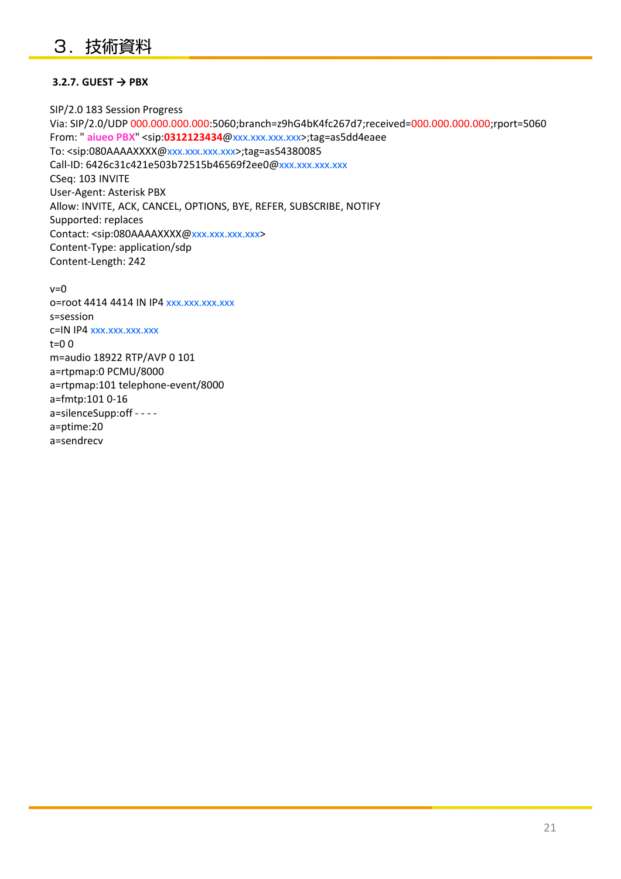### 3.2.7. GUEST → PBX

```
SIP/2.0 183 Session Progress
Via: SIP/2.0/UDP 000.000.000.000:5060;branch=z9hG4bK4fc267d7;received=000.000.000.000;rport=5060
From: " aiueo PBX" <sip:0312123434@xxx.xxx.xxx.xxx>;tag=as5dd4eaee
To: <sip:080AAAAXXXX@xxx.xxx.xxx.xxx>;tag=as54380085
Call-ID: 6426c31c421e503b72515b46569f2ee0@xxx.xxx.xxx.xxx
CSeq: 103 INVITE
User-Agent: Asterisk PBX
Allow: INVITE, ACK, CANCEL, OPTIONS, BYE, REFER, SUBSCRIBE, NOTIFY
Supported: replaces
Contact: <sip:080AAAAXXXX@xxx.xxx.xxx.xxx>
Content-Type: application/sdp
Content-Length: 242

v=0
o=root 4414 4414 IN IP4 xxx.xxx.xxx.xxx
s=session
c=IN IP4 xxx.xxx.xxx.xxx
t=0 0
m=audio 18922 RTP/AVP 0 101
a=rtpmap:0 PCMU/8000
a=rtpmap:101 telephone-event/8000
a=fmtp:101 0-16
a=silenceSupp:off - - - -
a=ptime:20
a=sendrecv
```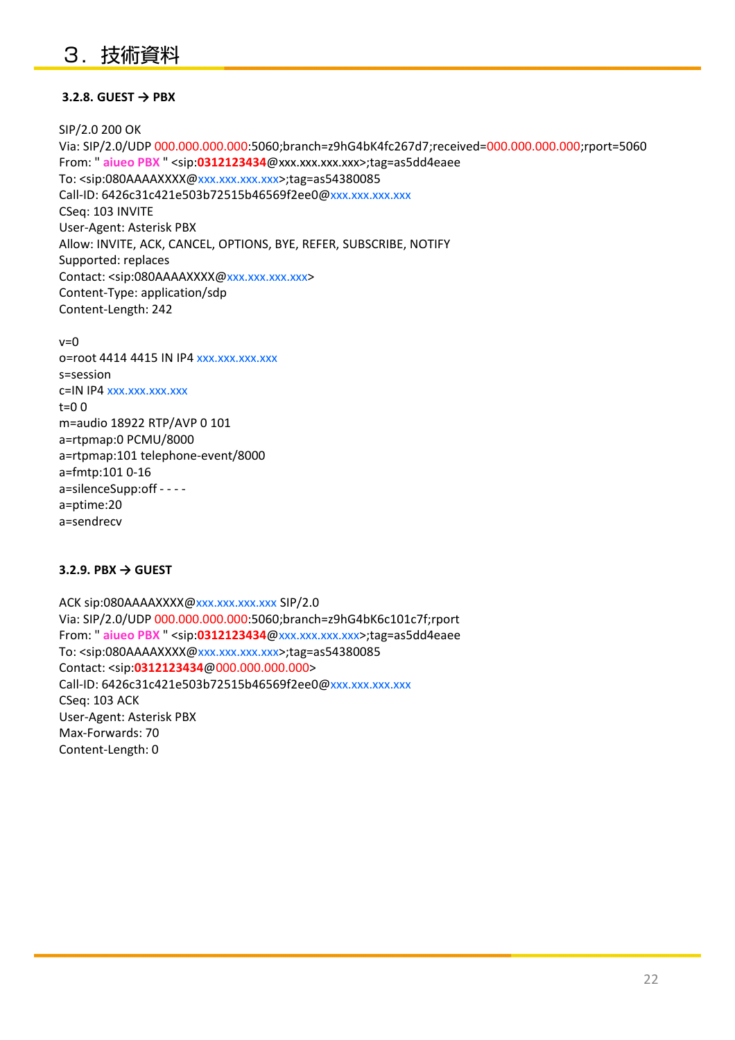# ３．技術資料

### 3.2.8. GUEST → PBX

```
SIP/2.0 200 OK
Via: SIP/2.0/UDP 000.000.000.000:5060;branch=z9hG4bK4fc267d7;received=000.000.000.000;rport=5060
From: " aiueo PBX " <sip:0312123434@xxx.xxx.xxx.xxx>;tag=as5dd4eaee
To: <sip:080AAAAXXXX@xxx.xxx.xxx.xxx>;tag=as54380085
Call-ID: 6426c31c421e503b72515b46569f2ee0@xxx.xxx.xxx.xxx
CSeq: 103 INVITE
User-Agent: Asterisk PBX
Allow: INVITE, ACK, CANCEL, OPTIONS, BYE, REFER, SUBSCRIBE, NOTIFY
Supported: replaces
Contact: <sip:080AAAAXXXX@xxx.xxx.xxx.xxx>
Content-Type: application/sdp
Content-Length: 242

v=0
o=root 4414 4415 IN IP4 xxx.xxx.xxx.xxx
s=session
c=IN IP4 xxx.xxx.xxx.xxx
t=0 0
m=audio 18922 RTP/AVP 0 101
a=rtpmap:0 PCMU/8000
a=rtpmap:101 telephone-event/8000
a=fmtp:101 0-16
a=silenceSupp:off - - - -
a=ptime:20
a=sendrecv
```

### 3.2.9. PBX → GUEST

```
ACK sip:080AAAAXXXX@xxx.xxx.xxx.xxx SIP/2.0
Via: SIP/2.0/UDP 000.000.000.000:5060;branch=z9hG4bK6c101c7f;rport
From: " aiueo PBX " <sip:0312123434@xxx.xxx.xxx.xxx>;tag=as5dd4eaee
To: <sip:080AAAAXXXX@xxx.xxx.xxx.xxx>;tag=as54380085
Contact: <sip:0312123434@000.000.000.000>
Call-ID: 6426c31c421e503b72515b46569f2ee0@xxx.xxx.xxx.xxx
CSeq: 103 ACK
User-Agent: Asterisk PBX
Max-Forwards: 70
Content-Length: 0
```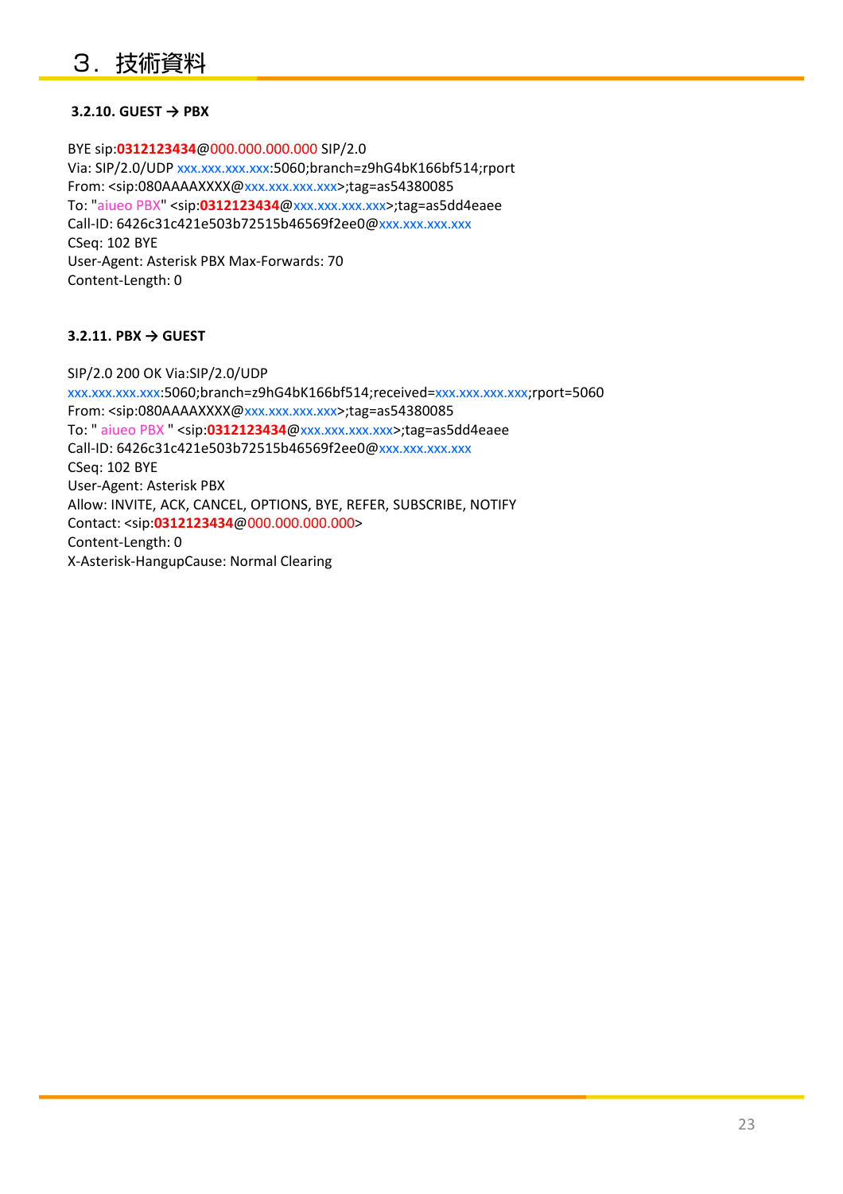## ３．技術資料

### 3.2.10. GUEST → PBX

```
BYE sip:0312123434@000.000.000.000 SIP/2.0
Via: SIP/2.0/UDP xxx.xxx.xxx.xxx:5060;branch=z9hG4bK166bf514;rport
From: <sip:080AAAAXXXX@xxx.xxx.xxx.xxx>;tag=as54380085
To: "aiueo PBX" <sip:0312123434@xxx.xxx.xxx.xxx>;tag=as5dd4eaee
Call-ID: 6426c31c421e503b72515b46569f2ee0@xxx.xxx.xxx.xxx
CSeq: 102 BYE
User-Agent: Asterisk PBX Max-Forwards: 70
Content-Length: 0
```

### 3.2.11. PBX → GUEST

```
SIP/2.0 200 OK Via:SIP/2.0/UDP
xxx.xxx.xxx.xxx:5060;branch=z9hG4bK166bf514;received=xxx.xxx.xxx.xxx;rport=5060
From: <sip:080AAAAXXXX@xxx.xxx.xxx.xxx>;tag=as54380085
To: " aiueo PBX " <sip:0312123434@xxx.xxx.xxx.xxx>;tag=as5dd4eaee
Call-ID: 6426c31c421e503b72515b46569f2ee0@xxx.xxx.xxx.xxx
CSeq: 102 BYE
User-Agent: Asterisk PBX
Allow: INVITE, ACK, CANCEL, OPTIONS, BYE, REFER, SUBSCRIBE, NOTIFY
Contact: <sip:0312123434@000.000.000.000>
Content-Length: 0
X-Asterisk-HangupCause: Normal Clearing
```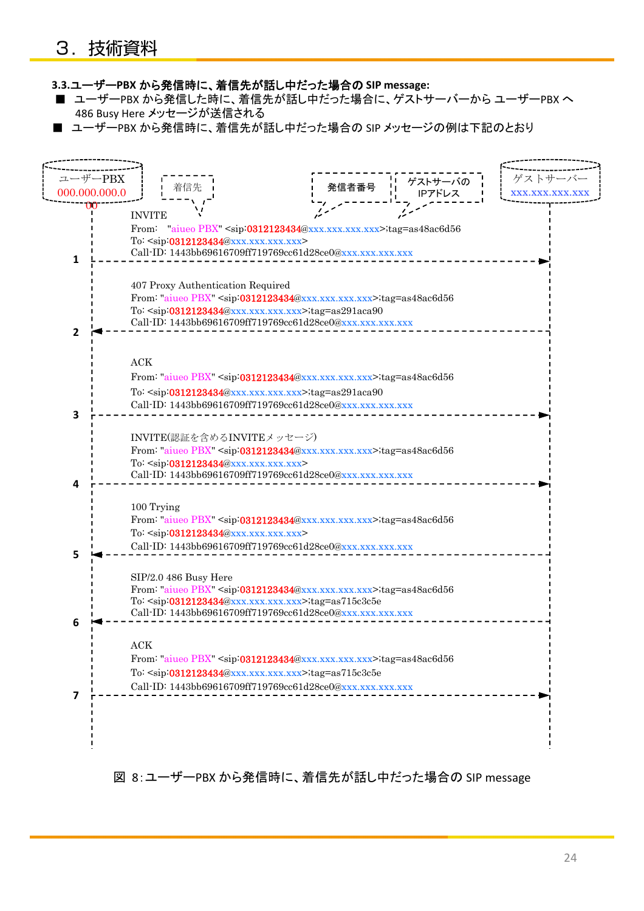# ３．技術資料

**3.3.ユーザーPBX から発信時に、着信先が話し中だった場合の SIP message:**

- ■ ユーザーPBX から発信した時に、着信先が話し中だった場合に、ゲストサーバーから ユーザーPBX へ 486 Busy Here メッセージが送信される
- ■ ユーザーPBX から発信時に、着信先が話し中だった場合の SIP メッセージの例は下記のとおり

ユーザーPBX 000.000.000.000 　着信先　発信者番号　ゲストサーバの IPアドレス　ゲストサーバー xxx.xxx.xxx.xxx

1 (ユーザーPBX → ゲストサーバー)
```
INVITE
From:  "aiueo PBX" <sip:0312123434@xxx.xxx.xxx.xxx>;tag=as48ac6d56
To: <sip:0312123434@xxx.xxx.xxx.xxx>
Call-ID: 1443bb69616709ff719769cc61d28ce0@xxx.xxx.xxx.xxx
```

2 (ゲストサーバー → ユーザーPBX)
```
407 Proxy Authentication Required
From: "aiueo PBX" <sip:0312123434@xxx.xxx.xxx.xxx>;tag=as48ac6d56
To: <sip:0312123434@xxx.xxx.xxx.xxx>;tag=as291aca90
Call-ID: 1443bb69616709ff719769cc61d28ce0@xxx.xxx.xxx.xxx
```

3 (ユーザーPBX → ゲストサーバー)
```
ACK
From: "aiueo PBX" <sip:0312123434@xxx.xxx.xxx.xxx>;tag=as48ac6d56
To: <sip:0312123434@xxx.xxx.xxx.xxx>;tag=as291aca90
Call-ID: 1443bb69616709ff719769cc61d28ce0@xxx.xxx.xxx.xxx
```

4 (ユーザーPBX → ゲストサーバー)
```
INVITE(認証を含めるINVITEメッセージ)
From: "aiueo PBX" <sip:0312123434@xxx.xxx.xxx.xxx>;tag=as48ac6d56
To: <sip:0312123434@xxx.xxx.xxx.xxx>
Call-ID: 1443bb69616709ff719769cc61d28ce0@xxx.xxx.xxx.xxx
```

5 (ゲストサーバー → ユーザーPBX)
```
100 Trying
From: "aiueo PBX" <sip:0312123434@xxx.xxx.xxx.xxx>;tag=as48ac6d56
To: <sip:0312123434@xxx.xxx.xxx.xxx>
Call-ID: 1443bb69616709ff719769cc61d28ce0@xxx.xxx.xxx.xxx
```

6 (ゲストサーバー → ユーザーPBX)
```
SIP/2.0 486 Busy Here
From: "aiueo PBX" <sip:0312123434@xxx.xxx.xxx.xxx>;tag=as48ac6d56
To: <sip:0312123434@xxx.xxx.xxx.xxx>;tag=as715c3c5e
Call-ID: 1443bb69616709ff719769cc61d28ce0@xxx.xxx.xxx.xxx
```

7 (ユーザーPBX → ゲストサーバー)
```
ACK
From: "aiueo PBX" <sip:0312123434@xxx.xxx.xxx.xxx>;tag=as48ac6d56
To: <sip:0312123434@xxx.xxx.xxx.xxx>;tag=as715c3c5e
Call-ID: 1443bb69616709ff719769cc61d28ce0@xxx.xxx.xxx.xxx
```

図 8:ユーザーPBX から発信時に、着信先が話し中だった場合の SIP message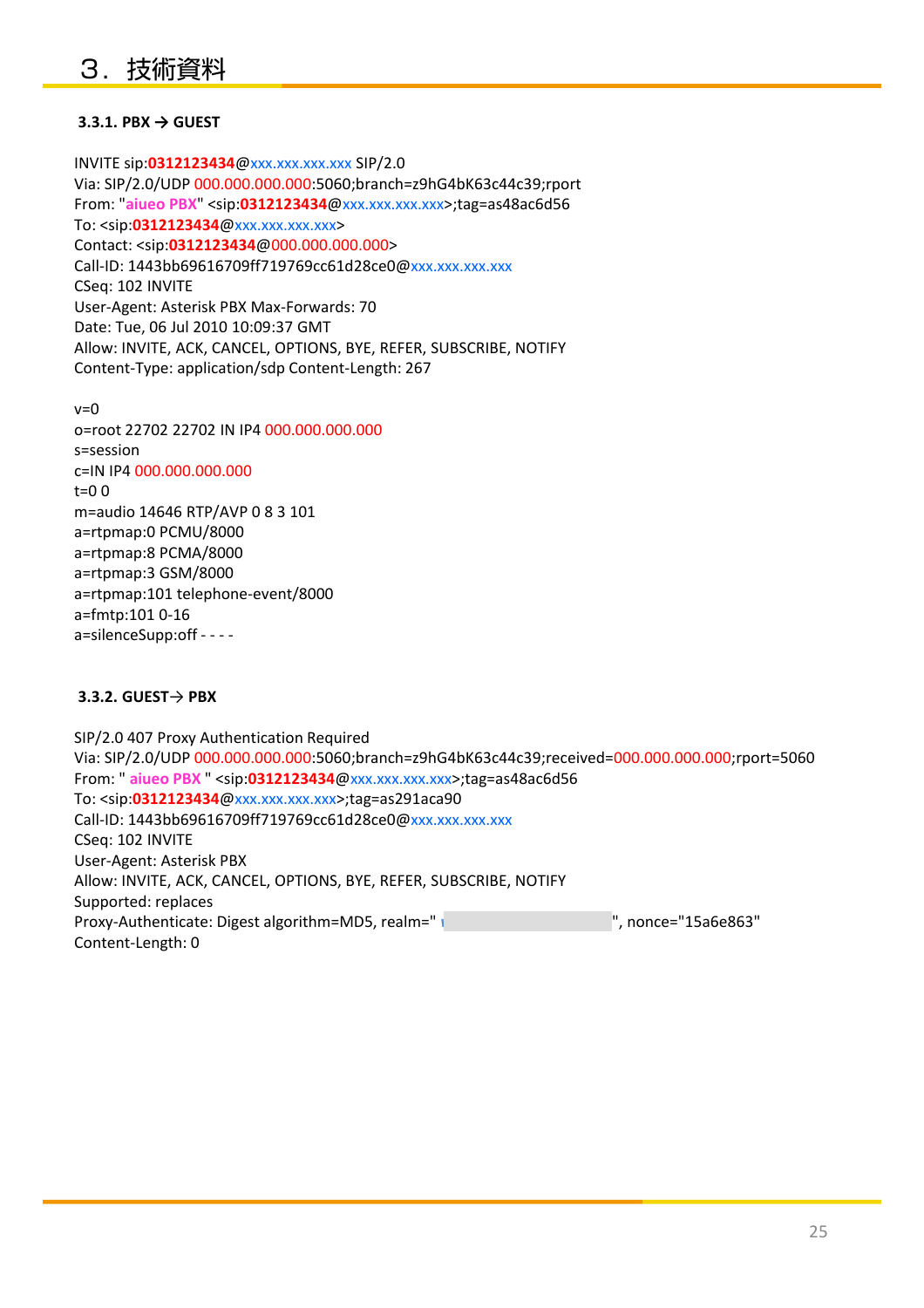# ３．技術資料

### 3.3.1. PBX → GUEST

```
INVITE sip:0312123434@xxx.xxx.xxx.xxx SIP/2.0
Via: SIP/2.0/UDP 000.000.000.000:5060;branch=z9hG4bK63c44c39;rport
From: "aiueo PBX" <sip:0312123434@xxx.xxx.xxx.xxx>;tag=as48ac6d56
To: <sip:0312123434@xxx.xxx.xxx.xxx>
Contact: <sip:0312123434@000.000.000.000>
Call-ID: 1443bb69616709ff719769cc61d28ce0@xxx.xxx.xxx.xxx
CSeq: 102 INVITE
User-Agent: Asterisk PBX Max-Forwards: 70
Date: Tue, 06 Jul 2010 10:09:37 GMT
Allow: INVITE, ACK, CANCEL, OPTIONS, BYE, REFER, SUBSCRIBE, NOTIFY
Content-Type: application/sdp Content-Length: 267

v=0
o=root 22702 22702 IN IP4 000.000.000.000
s=session
c=IN IP4 000.000.000.000
t=0 0
m=audio 14646 RTP/AVP 0 8 3 101
a=rtpmap:0 PCMU/8000
a=rtpmap:8 PCMA/8000
a=rtpmap:3 GSM/8000
a=rtpmap:101 telephone-event/8000
a=fmtp:101 0-16
a=silenceSupp:off - - - -
```

### 3.3.2. GUEST→ PBX

```
SIP/2.0 407 Proxy Authentication Required
Via: SIP/2.0/UDP 000.000.000.000:5060;branch=z9hG4bK63c44c39;received=000.000.000.000;rport=5060
From: " aiueo PBX " <sip:0312123434@xxx.xxx.xxx.xxx>;tag=as48ac6d56
To: <sip:0312123434@xxx.xxx.xxx.xxx>;tag=as291aca90
Call-ID: 1443bb69616709ff719769cc61d28ce0@xxx.xxx.xxx.xxx
CSeq: 102 INVITE
User-Agent: Asterisk PBX
Allow: INVITE, ACK, CANCEL, OPTIONS, BYE, REFER, SUBSCRIBE, NOTIFY
Supported: replaces
Proxy-Authenticate: Digest algorithm=MD5, realm="                    ", nonce="15a6e863"
Content-Length: 0
```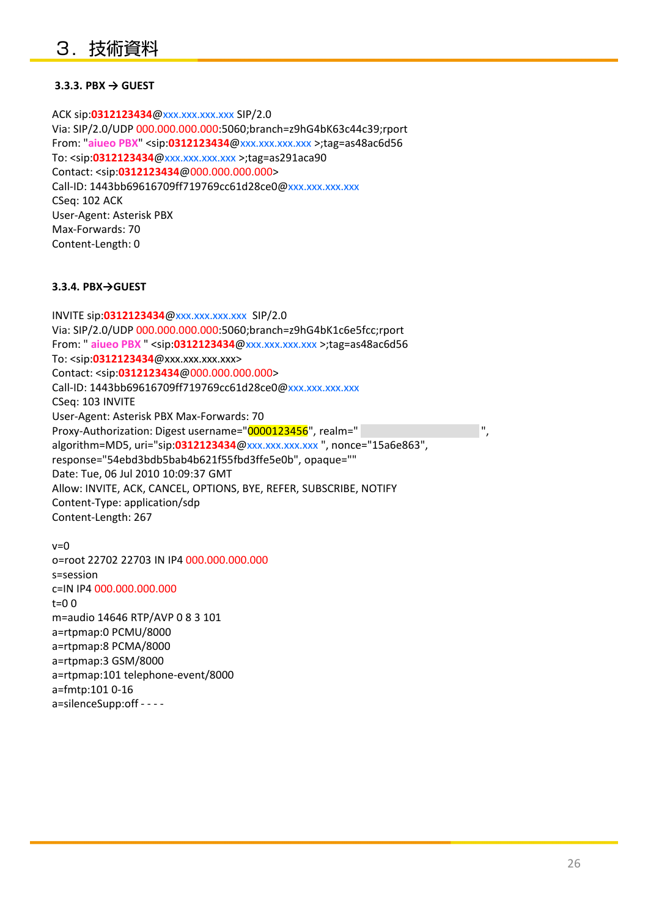# ３．技術資料

### 3.3.3. PBX → GUEST

```
ACK sip:0312123434@xxx.xxx.xxx.xxx SIP/2.0
Via: SIP/2.0/UDP 000.000.000.000:5060;branch=z9hG4bK63c44c39;rport
From: "aiueo PBX" <sip:0312123434@xxx.xxx.xxx.xxx >;tag=as48ac6d56
To: <sip:0312123434@xxx.xxx.xxx.xxx >;tag=as291aca90
Contact: <sip:0312123434@000.000.000.000>
Call-ID: 1443bb69616709ff719769cc61d28ce0@xxx.xxx.xxx.xxx
CSeq: 102 ACK
User-Agent: Asterisk PBX
Max-Forwards: 70
Content-Length: 0
```

### 3.3.4. PBX→GUEST

```
INVITE sip:0312123434@xxx.xxx.xxx.xxx  SIP/2.0
Via: SIP/2.0/UDP 000.000.000.000:5060;branch=z9hG4bK1c6e5fcc;rport
From: " aiueo PBX " <sip:0312123434@xxx.xxx.xxx.xxx >;tag=as48ac6d56
To: <sip:0312123434@xxx.xxx.xxx.xxx>
Contact: <sip:0312123434@000.000.000.000>
Call-ID: 1443bb69616709ff719769cc61d28ce0@xxx.xxx.xxx.xxx
CSeq: 103 INVITE
User-Agent: Asterisk PBX Max-Forwards: 70
Proxy-Authorization: Digest username="0000123456", realm="                    ",
algorithm=MD5, uri="sip:0312123434@xxx.xxx.xxx.xxx ", nonce="15a6e863",
response="54ebd3bdb5bab4b621f55fbd3ffe5e0b", opaque=""
Date: Tue, 06 Jul 2010 10:09:37 GMT
Allow: INVITE, ACK, CANCEL, OPTIONS, BYE, REFER, SUBSCRIBE, NOTIFY
Content-Type: application/sdp
Content-Length: 267

v=0
o=root 22702 22703 IN IP4 000.000.000.000
s=session
c=IN IP4 000.000.000.000
t=0 0
m=audio 14646 RTP/AVP 0 8 3 101
a=rtpmap:0 PCMU/8000
a=rtpmap:8 PCMA/8000
a=rtpmap:3 GSM/8000
a=rtpmap:101 telephone-event/8000
a=fmtp:101 0-16
a=silenceSupp:off - - - -
```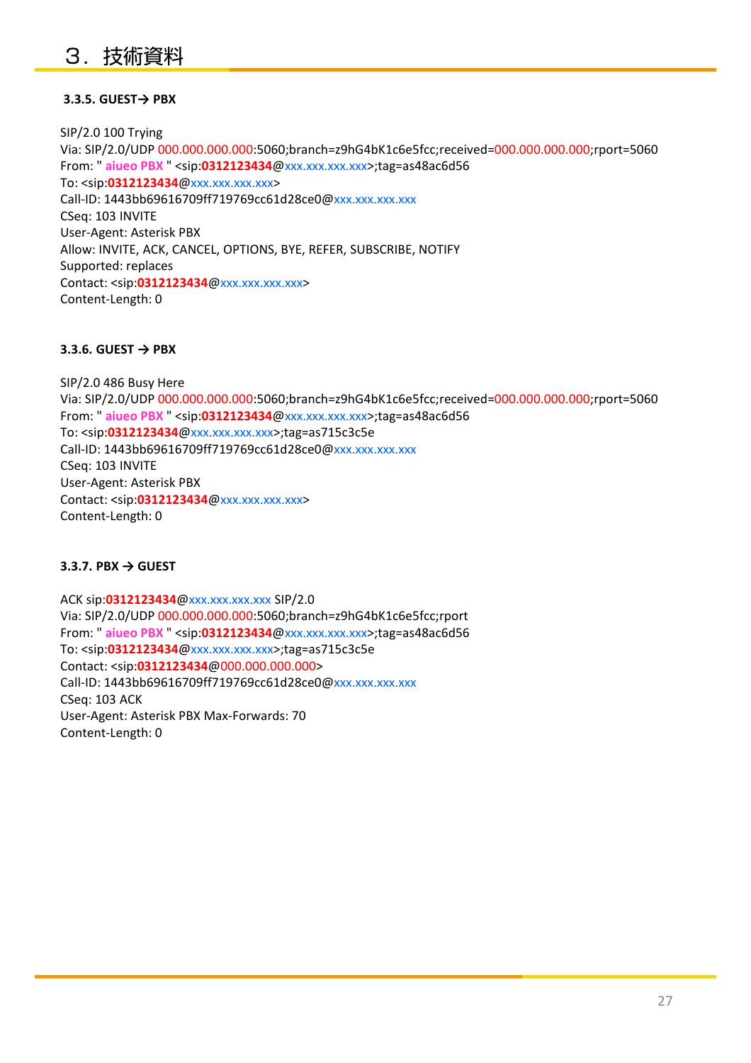# ３．技術資料

### 3.3.5. GUEST→ PBX

SIP/2.0 100 Trying
Via: SIP/2.0/UDP 000.000.000.000:5060;branch=z9hG4bK1c6e5fcc;received=000.000.000.000;rport=5060
From: " aiueo PBX " <sip:0312123434@xxx.xxx.xxx.xxx>;tag=as48ac6d56
To: <sip:0312123434@xxx.xxx.xxx.xxx>
Call-ID: 1443bb69616709ff719769cc61d28ce0@xxx.xxx.xxx.xxx
CSeq: 103 INVITE
User-Agent: Asterisk PBX
Allow: INVITE, ACK, CANCEL, OPTIONS, BYE, REFER, SUBSCRIBE, NOTIFY
Supported: replaces
Contact: <sip:0312123434@xxx.xxx.xxx.xxx>
Content-Length: 0

### 3.3.6. GUEST → PBX

SIP/2.0 486 Busy Here
Via: SIP/2.0/UDP 000.000.000.000:5060;branch=z9hG4bK1c6e5fcc;received=000.000.000.000;rport=5060
From: " aiueo PBX " <sip:0312123434@xxx.xxx.xxx.xxx>;tag=as48ac6d56
To: <sip:0312123434@xxx.xxx.xxx.xxx>;tag=as715c3c5e
Call-ID: 1443bb69616709ff719769cc61d28ce0@xxx.xxx.xxx.xxx
CSeq: 103 INVITE
User-Agent: Asterisk PBX
Contact: <sip:0312123434@xxx.xxx.xxx.xxx>
Content-Length: 0

### 3.3.7. PBX → GUEST

ACK sip:0312123434@xxx.xxx.xxx.xxx SIP/2.0
Via: SIP/2.0/UDP 000.000.000.000:5060;branch=z9hG4bK1c6e5fcc;rport
From: " aiueo PBX " <sip:0312123434@xxx.xxx.xxx.xxx>;tag=as48ac6d56
To: <sip:0312123434@xxx.xxx.xxx.xxx>;tag=as715c3c5e
Contact: <sip:0312123434@000.000.000.000>
Call-ID: 1443bb69616709ff719769cc61d28ce0@xxx.xxx.xxx.xxx
CSeq: 103 ACK
User-Agent: Asterisk PBX Max-Forwards: 70
Content-Length: 0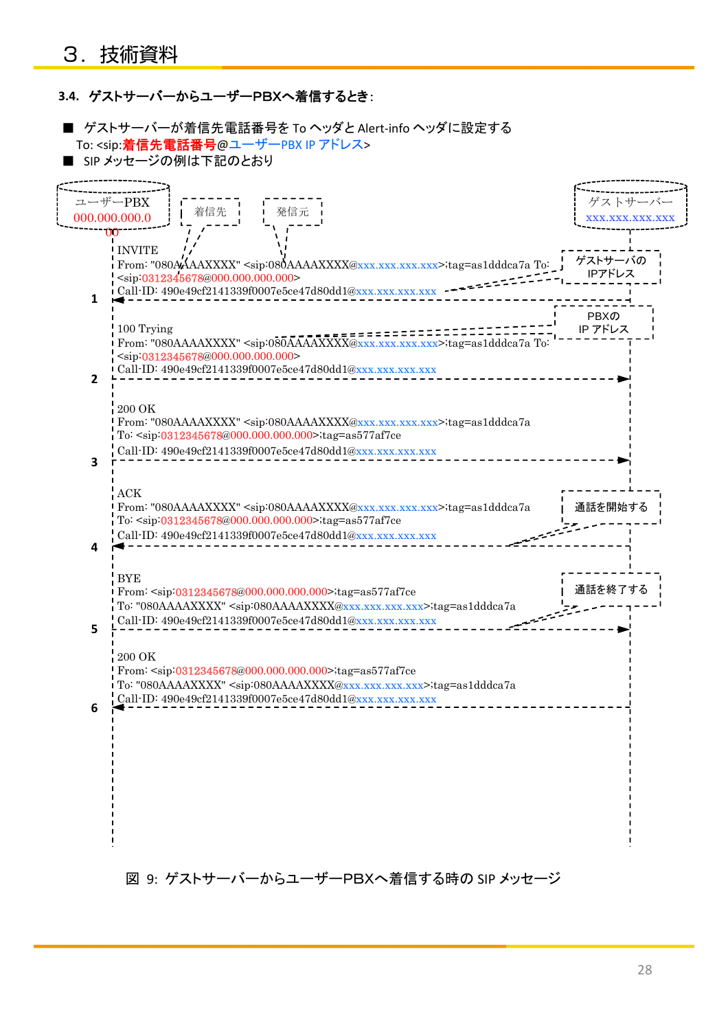# ３．技術資料

### 3.4. ゲストサーバーからユーザーPBXへ着信するとき:

- ゲストサーバーが着信先電話番号を To ヘッダと Alert-info ヘッダに設定する
  To: <sip:**着信先電話番号**@ユーザーPBX IP アドレス>
- SIP メッセージの例は下記のとおり

ユーザーPBX 000.000.000.000

ゲストサーバー xxx.xxx.xxx.xxx

着信先　発信元

ゲストサーバの IPアドレス

PBXの IP アドレス

**1** (ゲストサーバー → ユーザーPBX)

```
INVITE
From: "080AAAAXXXX" <sip:080AAAAXXXX@xxx.xxx.xxx.xxx>;tag=as1dddca7a To:
<sip:0312345678@000.000.000.000>
Call-ID: 490e49cf2141339f0007e5ce47d80dd1@xxx.xxx.xxx.xxx
```

**2** (ユーザーPBX → ゲストサーバー)

```
100 Trying
From: "080AAAAXXXX" <sip:080AAAAXXXX@xxx.xxx.xxx.xxx>;tag=as1dddca7a To:
<sip:0312345678@000.000.000.000>
Call-ID: 490e49cf2141339f0007e5ce47d80dd1@xxx.xxx.xxx.xxx
```

**3** (ユーザーPBX → ゲストサーバー)

```
200 OK
From: "080AAAAXXXX" <sip:080AAAAXXXX@xxx.xxx.xxx.xxx>;tag=as1dddca7a
To: <sip:0312345678@000.000.000.000>;tag=as577af7ce
Call-ID: 490e49cf2141339f0007e5ce47d80dd1@xxx.xxx.xxx.xxx
```

**4** (ゲストサーバー → ユーザーPBX) 通話を開始する

```
ACK
From: "080AAAAXXXX" <sip:080AAAAXXXX@xxx.xxx.xxx.xxx>;tag=as1dddca7a
To: <sip:0312345678@000.000.000.000>;tag=as577af7ce
Call-ID: 490e49cf2141339f0007e5ce47d80dd1@xxx.xxx.xxx.xxx
```

**5** (ユーザーPBX → ゲストサーバー) 通話を終了する

```
BYE
From: <sip:0312345678@000.000.000.000>;tag=as577af7ce
To: "080AAAAXXXX" <sip:080AAAAXXXX@xxx.xxx.xxx.xxx>;tag=as1dddca7a
Call-ID: 490e49cf2141339f0007e5ce47d80dd1@xxx.xxx.xxx.xxx
```

**6** (ゲストサーバー → ユーザーPBX)

```
200 OK
From: <sip:0312345678@000.000.000.000>;tag=as577af7ce
To: "080AAAAXXXX" <sip:080AAAAXXXX@xxx.xxx.xxx.xxx>;tag=as1dddca7a
Call-ID: 490e49cf2141339f0007e5ce47d80dd1@xxx.xxx.xxx.xxx
```

図 9: ゲストサーバーからユーザーPBXへ着信する時の SIP メッセージ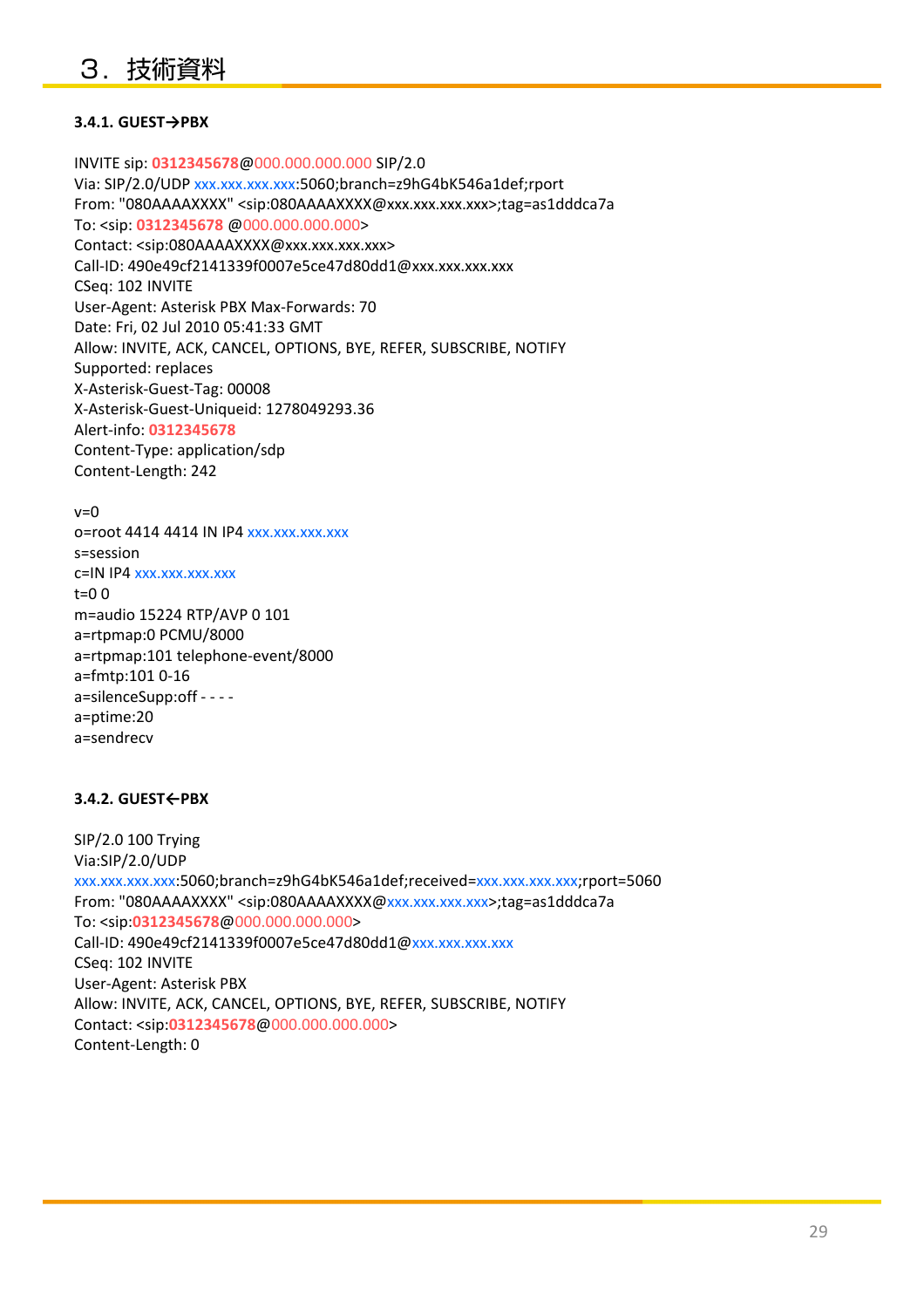# ３．技術資料

### 3.4.1. GUEST→PBX

```
INVITE sip: 0312345678@000.000.000.000 SIP/2.0
Via: SIP/2.0/UDP xxx.xxx.xxx.xxx:5060;branch=z9hG4bK546a1def;rport
From: "080AAAAXXXX" <sip:080AAAAXXXX@xxx.xxx.xxx.xxx>;tag=as1dddca7a
To: <sip: 0312345678 @000.000.000.000>
Contact: <sip:080AAAAXXXX@xxx.xxx.xxx.xxx>
Call-ID: 490e49cf2141339f0007e5ce47d80dd1@xxx.xxx.xxx.xxx
CSeq: 102 INVITE
User-Agent: Asterisk PBX Max-Forwards: 70
Date: Fri, 02 Jul 2010 05:41:33 GMT
Allow: INVITE, ACK, CANCEL, OPTIONS, BYE, REFER, SUBSCRIBE, NOTIFY
Supported: replaces
X-Asterisk-Guest-Tag: 00008
X-Asterisk-Guest-Uniqueid: 1278049293.36
Alert-info: 0312345678
Content-Type: application/sdp
Content-Length: 242

v=0
o=root 4414 4414 IN IP4 xxx.xxx.xxx.xxx
s=session
c=IN IP4 xxx.xxx.xxx.xxx
t=0 0
m=audio 15224 RTP/AVP 0 101
a=rtpmap:0 PCMU/8000
a=rtpmap:101 telephone-event/8000
a=fmtp:101 0-16
a=silenceSupp:off - - - -
a=ptime:20
a=sendrecv
```

### 3.4.2. GUEST←PBX

```
SIP/2.0 100 Trying
Via:SIP/2.0/UDP
xxx.xxx.xxx.xxx:5060;branch=z9hG4bK546a1def;received=xxx.xxx.xxx.xxx;rport=5060
From: "080AAAAXXXX" <sip:080AAAAXXXX@xxx.xxx.xxx.xxx>;tag=as1dddca7a
To: <sip:0312345678@000.000.000.000>
Call-ID: 490e49cf2141339f0007e5ce47d80dd1@xxx.xxx.xxx.xxx
CSeq: 102 INVITE
User-Agent: Asterisk PBX
Allow: INVITE, ACK, CANCEL, OPTIONS, BYE, REFER, SUBSCRIBE, NOTIFY
Contact: <sip:0312345678@000.000.000.000>
Content-Length: 0
```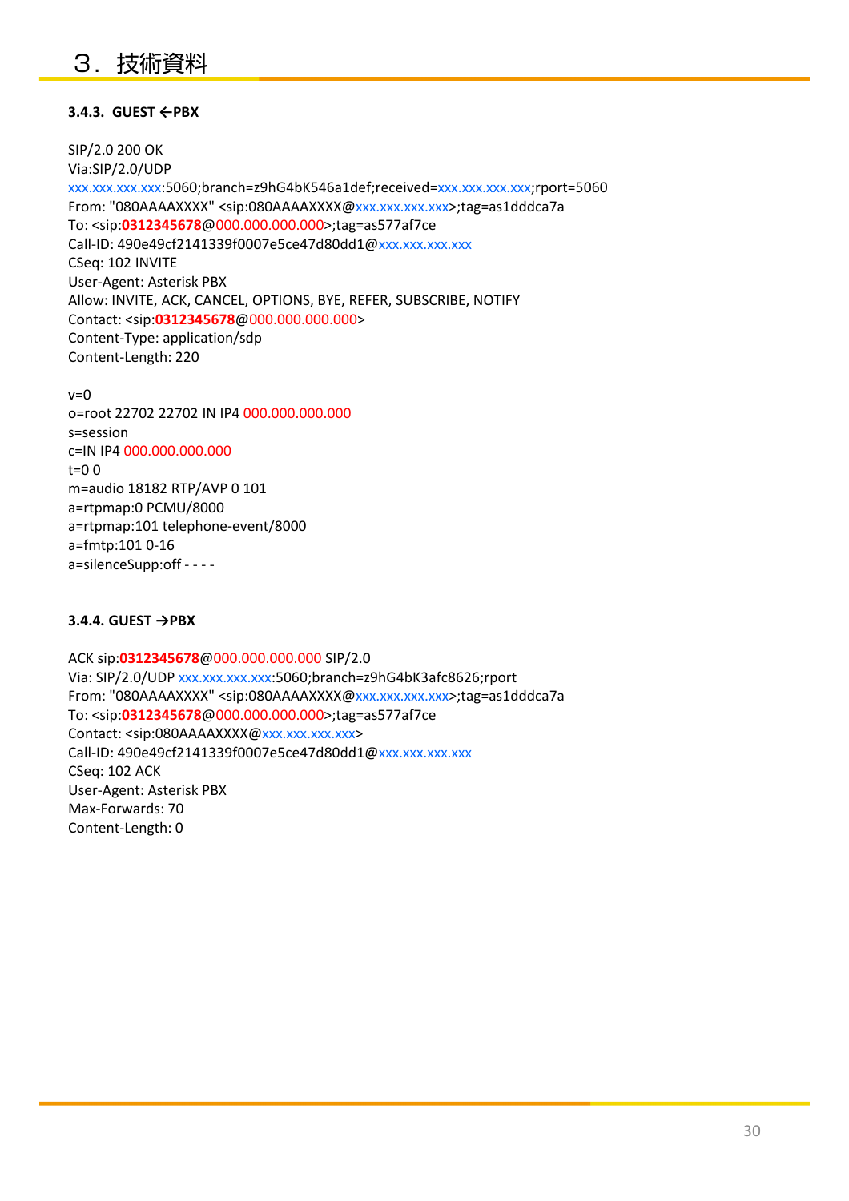## 3.4.3. GUEST ←PBX

```
SIP/2.0 200 OK
Via:SIP/2.0/UDP
xxx.xxx.xxx.xxx:5060;branch=z9hG4bK546a1def;received=xxx.xxx.xxx.xxx;rport=5060
From: "080AAAAXXXX" <sip:080AAAAXXXX@xxx.xxx.xxx.xxx>;tag=as1dddca7a
To: <sip:0312345678@000.000.000.000>;tag=as577af7ce
Call-ID: 490e49cf2141339f0007e5ce47d80dd1@xxx.xxx.xxx.xxx
CSeq: 102 INVITE
User-Agent: Asterisk PBX
Allow: INVITE, ACK, CANCEL, OPTIONS, BYE, REFER, SUBSCRIBE, NOTIFY
Contact: <sip:0312345678@000.000.000.000>
Content-Type: application/sdp
Content-Length: 220

v=0
o=root 22702 22702 IN IP4 000.000.000.000
s=session
c=IN IP4 000.000.000.000
t=0 0
m=audio 18182 RTP/AVP 0 101
a=rtpmap:0 PCMU/8000
a=rtpmap:101 telephone-event/8000
a=fmtp:101 0-16
a=silenceSupp:off - - - -
```

## 3.4.4. GUEST →PBX

```
ACK sip:0312345678@000.000.000.000 SIP/2.0
Via: SIP/2.0/UDP xxx.xxx.xxx.xxx:5060;branch=z9hG4bK3afc8626;rport
From: "080AAAAXXXX" <sip:080AAAAXXXX@xxx.xxx.xxx.xxx>;tag=as1dddca7a
To: <sip:0312345678@000.000.000.000>;tag=as577af7ce
Contact: <sip:080AAAAXXXX@xxx.xxx.xxx.xxx>
Call-ID: 490e49cf2141339f0007e5ce47d80dd1@xxx.xxx.xxx.xxx
CSeq: 102 ACK
User-Agent: Asterisk PBX
Max-Forwards: 70
Content-Length: 0
```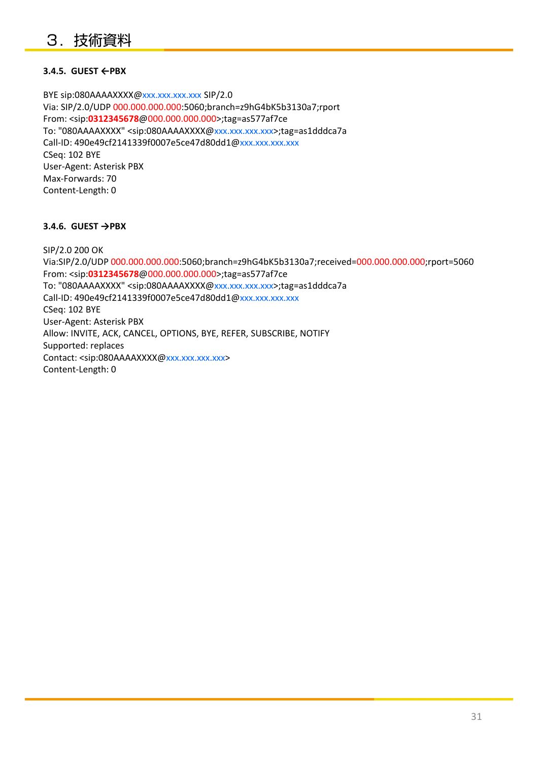# ３．技術資料

### 3.4.5. GUEST ←PBX

BYE sip:080AAAAXXXX@xxx.xxx.xxx.xxx SIP/2.0
Via: SIP/2.0/UDP 000.000.000.000:5060;branch=z9hG4bK5b3130a7;rport
From: <sip:**0312345678**@000.000.000.000>;tag=as577af7ce
To: "080AAAAXXXX" <sip:080AAAAXXXX@xxx.xxx.xxx.xxx>;tag=as1dddca7a
Call-ID: 490e49cf2141339f0007e5ce47d80dd1@xxx.xxx.xxx.xxx
CSeq: 102 BYE
User-Agent: Asterisk PBX
Max-Forwards: 70
Content-Length: 0

### 3.4.6. GUEST →PBX

SIP/2.0 200 OK
Via:SIP/2.0/UDP 000.000.000.000:5060;branch=z9hG4bK5b3130a7;received=000.000.000.000;rport=5060
From: <sip:**0312345678**@000.000.000.000>;tag=as577af7ce
To: "080AAAAXXXX" <sip:080AAAAXXXX@xxx.xxx.xxx.xxx>;tag=as1dddca7a
Call-ID: 490e49cf2141339f0007e5ce47d80dd1@xxx.xxx.xxx.xxx
CSeq: 102 BYE
User-Agent: Asterisk PBX
Allow: INVITE, ACK, CANCEL, OPTIONS, BYE, REFER, SUBSCRIBE, NOTIFY
Supported: replaces
Contact: <sip:080AAAAXXXX@xxx.xxx.xxx.xxx>
Content-Length: 0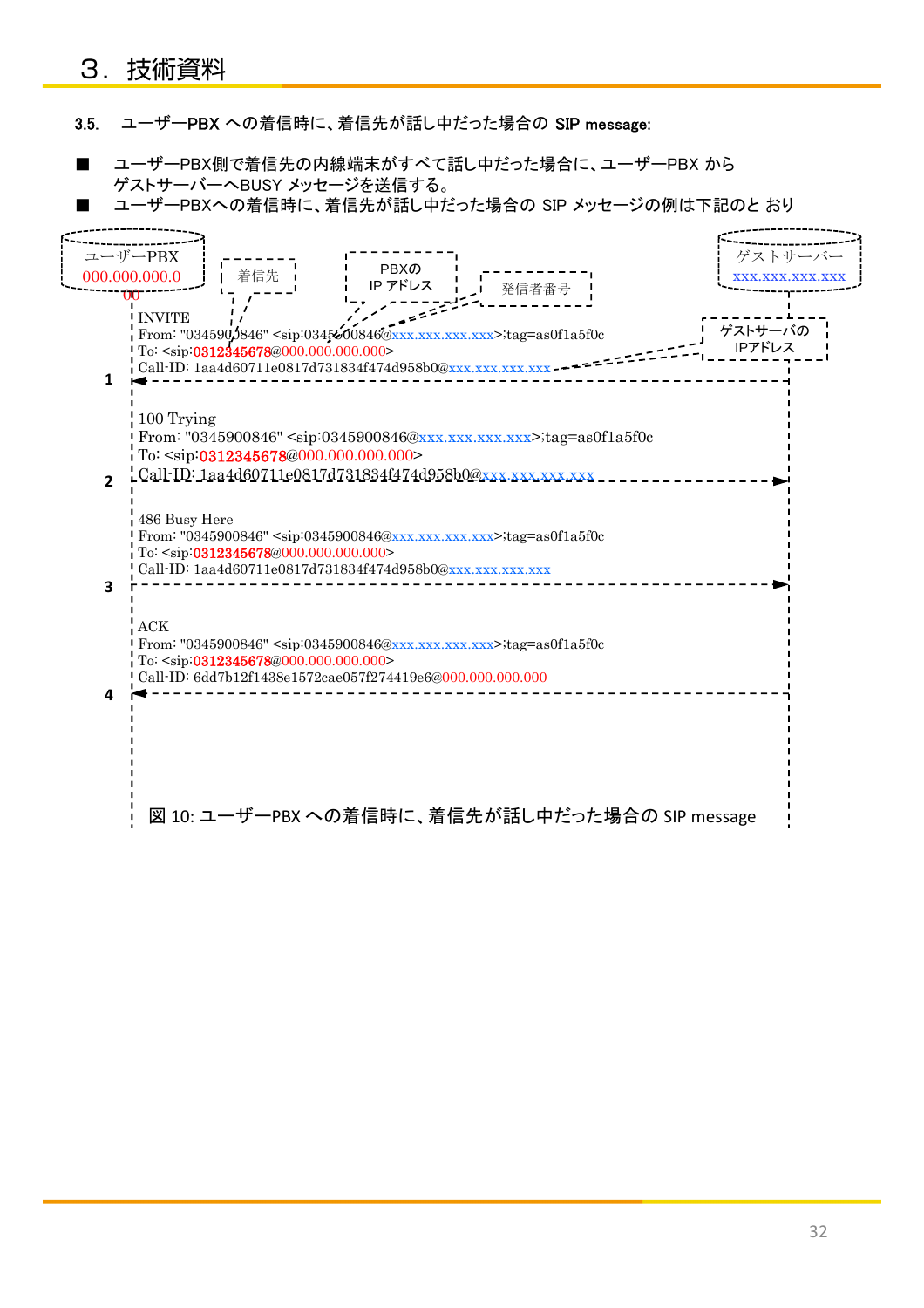# ３．技術資料

### 3.5. ユーザーPBX への着信時に、着信先が話し中だった場合の SIP message:

- ユーザーPBX側で着信先の内線端末がすべて話し中だった場合に、ユーザーPBX から ゲストサーバーへBUSY メッセージを送信する。
- ユーザーPBXへの着信時に、着信先が話し中だった場合の SIP メッセージの例は下記のと おり

ユーザーPBX 000.000.000.000

ゲストサーバー xxx.xxx.xxx.xxx

着信先 / PBXの IP アドレス / 発信者番号 / ゲストサーバの IPアドレス

**1** (ゲストサーバー → ユーザーPBX)

```
INVITE
From: "0345900846" <sip:0345900846@xxx.xxx.xxx.xxx>;tag=as0f1a5f0c
To: <sip:0312345678@000.000.000.000>
Call-ID: 1aa4d60711e0817d731834f474d958b0@xxx.xxx.xxx.xxx
```

**2** (ユーザーPBX → ゲストサーバー)

```
100 Trying
From: "0345900846" <sip:0345900846@xxx.xxx.xxx.xxx>;tag=as0f1a5f0c
To: <sip:0312345678@000.000.000.000>
Call-ID: 1aa4d60711e0817d731834f474d958b0@xxx.xxx.xxx.xxx
```

**3** (ユーザーPBX → ゲストサーバー)

```
486 Busy Here
From: "0345900846" <sip:0345900846@xxx.xxx.xxx.xxx>;tag=as0f1a5f0c
To: <sip:0312345678@000.000.000.000>
Call-ID: 1aa4d60711e0817d731834f474d958b0@xxx.xxx.xxx.xxx
```

**4** (ゲストサーバー → ユーザーPBX)

```
ACK
From: "0345900846" <sip:0345900846@xxx.xxx.xxx.xxx>;tag=as0f1a5f0c
To: <sip:0312345678@000.000.000.000>
Call-ID: 6dd7b12f1438e1572cae057f274419e6@000.000.000.000
```

図 10: ユーザーPBX への着信時に、着信先が話し中だった場合の SIP message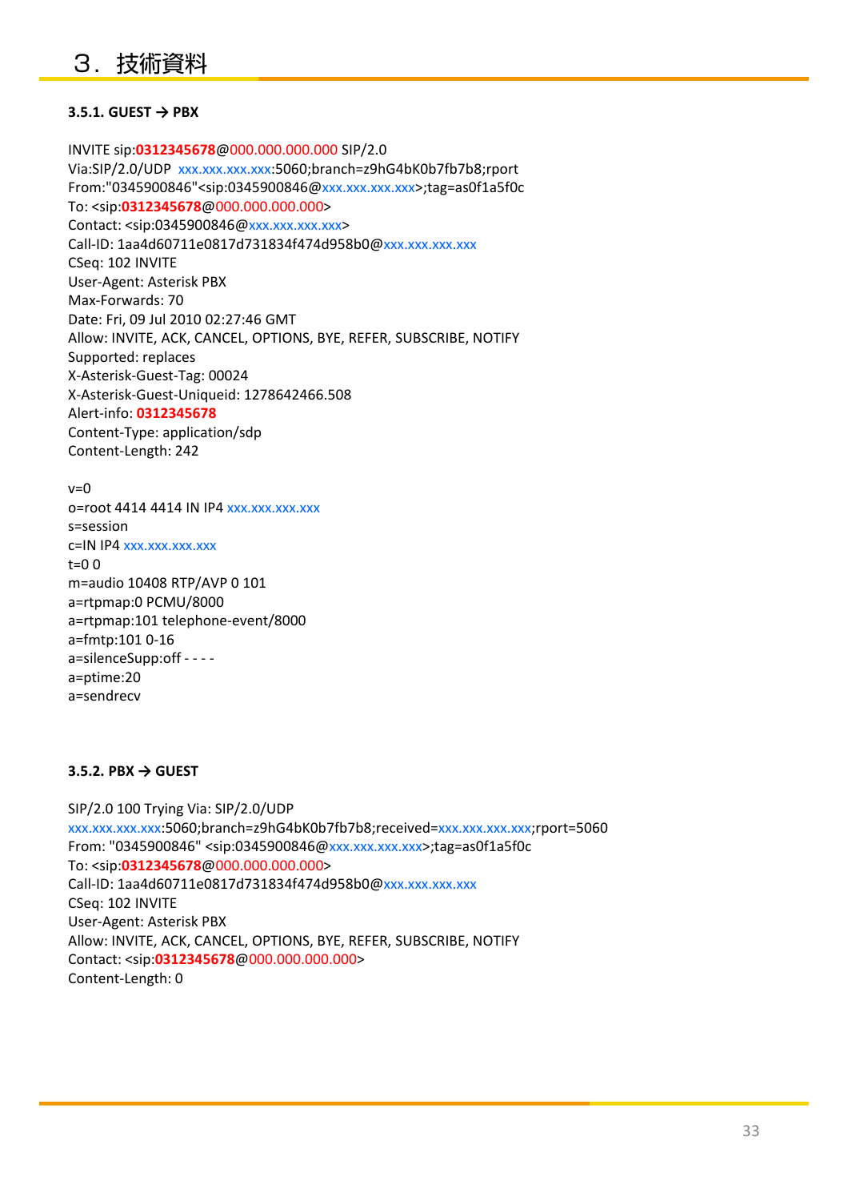# ３．技術資料

### 3.5.1. GUEST → PBX

INVITE sip:**0312345678**@000.000.000.000 SIP/2.0
Via:SIP/2.0/UDP xxx.xxx.xxx.xxx:5060;branch=z9hG4bK0b7fb7b8;rport
From:"0345900846"<sip:0345900846@xxx.xxx.xxx.xxx>;tag=as0f1a5f0c
To: <sip:**0312345678**@000.000.000.000>
Contact: <sip:0345900846@xxx.xxx.xxx.xxx>
Call-ID: 1aa4d60711e0817d731834f474d958b0@xxx.xxx.xxx.xxx
CSeq: 102 INVITE
User-Agent: Asterisk PBX
Max-Forwards: 70
Date: Fri, 09 Jul 2010 02:27:46 GMT
Allow: INVITE, ACK, CANCEL, OPTIONS, BYE, REFER, SUBSCRIBE, NOTIFY
Supported: replaces
X-Asterisk-Guest-Tag: 00024
X-Asterisk-Guest-Uniqueid: 1278642466.508
Alert-info: **0312345678**
Content-Type: application/sdp
Content-Length: 242

v=0
o=root 4414 4414 IN IP4 xxx.xxx.xxx.xxx
s=session
c=IN IP4 xxx.xxx.xxx.xxx
t=0 0
m=audio 10408 RTP/AVP 0 101
a=rtpmap:0 PCMU/8000
a=rtpmap:101 telephone-event/8000
a=fmtp:101 0-16
a=silenceSupp:off - - - -
a=ptime:20
a=sendrecv

### 3.5.2. PBX → GUEST

SIP/2.0 100 Trying Via: SIP/2.0/UDP
xxx.xxx.xxx.xxx:5060;branch=z9hG4bK0b7fb7b8;received=xxx.xxx.xxx.xxx;rport=5060
From: "0345900846" <sip:0345900846@xxx.xxx.xxx.xxx>;tag=as0f1a5f0c
To: <sip:**0312345678**@000.000.000.000>
Call-ID: 1aa4d60711e0817d731834f474d958b0@xxx.xxx.xxx.xxx
CSeq: 102 INVITE
User-Agent: Asterisk PBX
Allow: INVITE, ACK, CANCEL, OPTIONS, BYE, REFER, SUBSCRIBE, NOTIFY
Contact: <sip:**0312345678**@000.000.000.000>
Content-Length: 0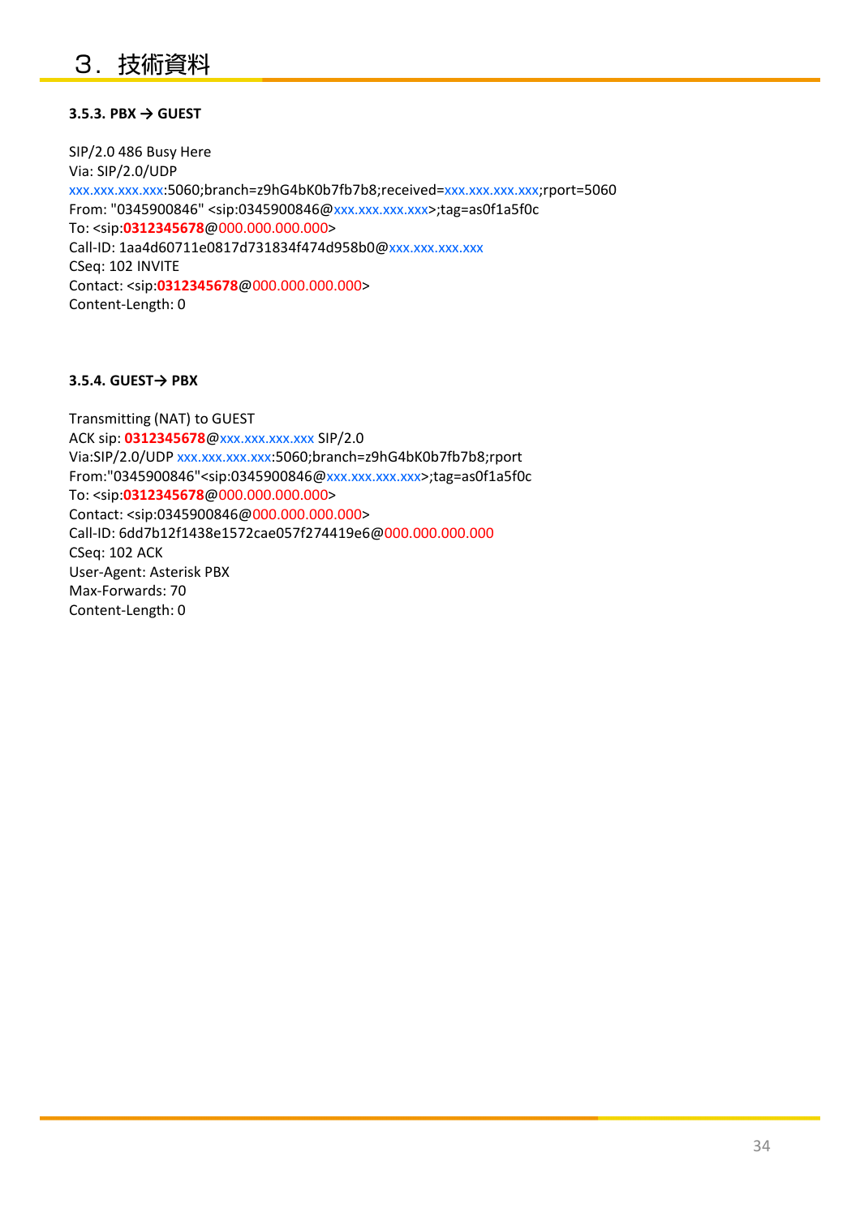# ３．技術資料

### 3.5.3. PBX → GUEST

SIP/2.0 486 Busy Here
Via: SIP/2.0/UDP
xxx.xxx.xxx.xxx:5060;branch=z9hG4bK0b7fb7b8;received=xxx.xxx.xxx.xxx;rport=5060
From: "0345900846" <sip:0345900846@xxx.xxx.xxx.xxx>;tag=as0f1a5f0c
To: <sip:**0312345678**@000.000.000.000>
Call-ID: 1aa4d60711e0817d731834f474d958b0@xxx.xxx.xxx.xxx
CSeq: 102 INVITE
Contact: <sip:**0312345678**@000.000.000.000>
Content-Length: 0

### 3.5.4. GUEST→ PBX

Transmitting (NAT) to GUEST
ACK sip: **0312345678**@xxx.xxx.xxx.xxx SIP/2.0
Via:SIP/2.0/UDP xxx.xxx.xxx.xxx:5060;branch=z9hG4bK0b7fb7b8;rport
From:"0345900846"<sip:0345900846@xxx.xxx.xxx.xxx>;tag=as0f1a5f0c
To: <sip:**0312345678**@000.000.000.000>
Contact: <sip:0345900846@000.000.000.000>
Call-ID: 6dd7b12f1438e1572cae057f274419e6@000.000.000.000
CSeq: 102 ACK
User-Agent: Asterisk PBX
Max-Forwards: 70
Content-Length: 0